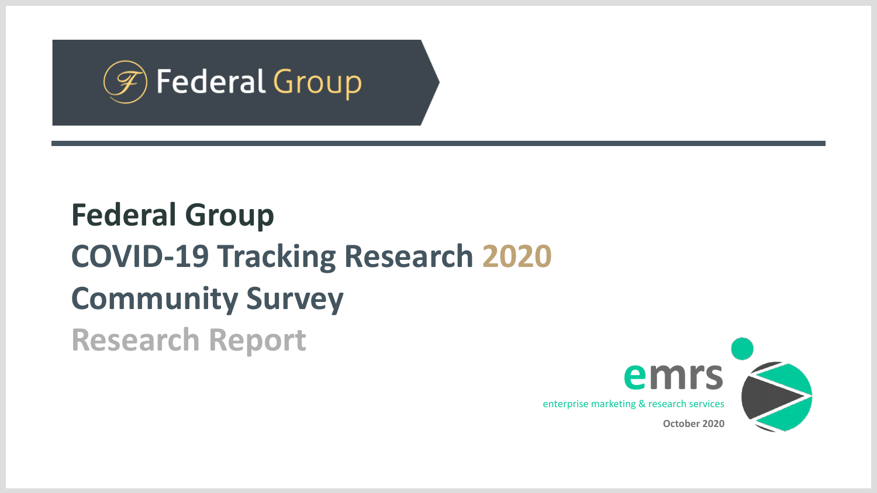Federal Group

# Federal Group
## COVID-19 Tracking Research 2020
## Community Survey
## Research Report

emrs

enterprise marketing & research services

October 2020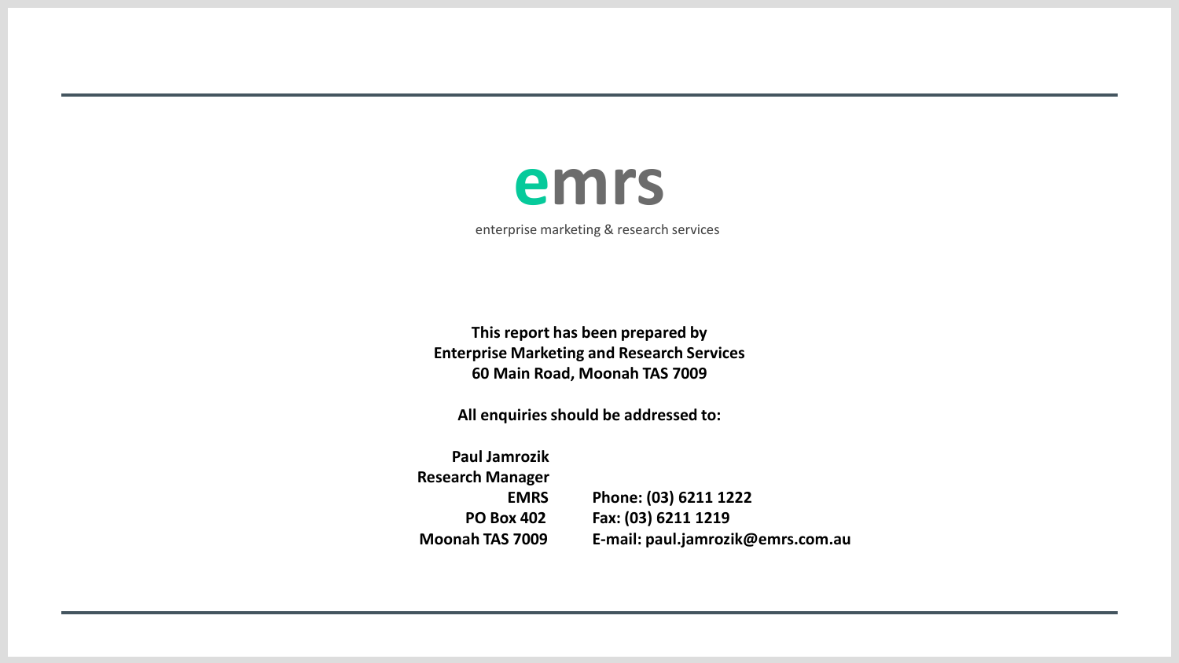**emrs**

enterprise marketing & research services

**This report has been prepared by**
**Enterprise Marketing and Research Services**
**60 Main Road, Moonah TAS 7009**

**All enquiries should be addressed to:**

**Paul Jamrozik**
**Research Manager**
**EMRS**
**PO Box 402**
**Moonah TAS 7009**

**Phone: (03) 6211 1222**
**Fax: (03) 6211 1219**
**E-mail: paul.jamrozik@emrs.com.au**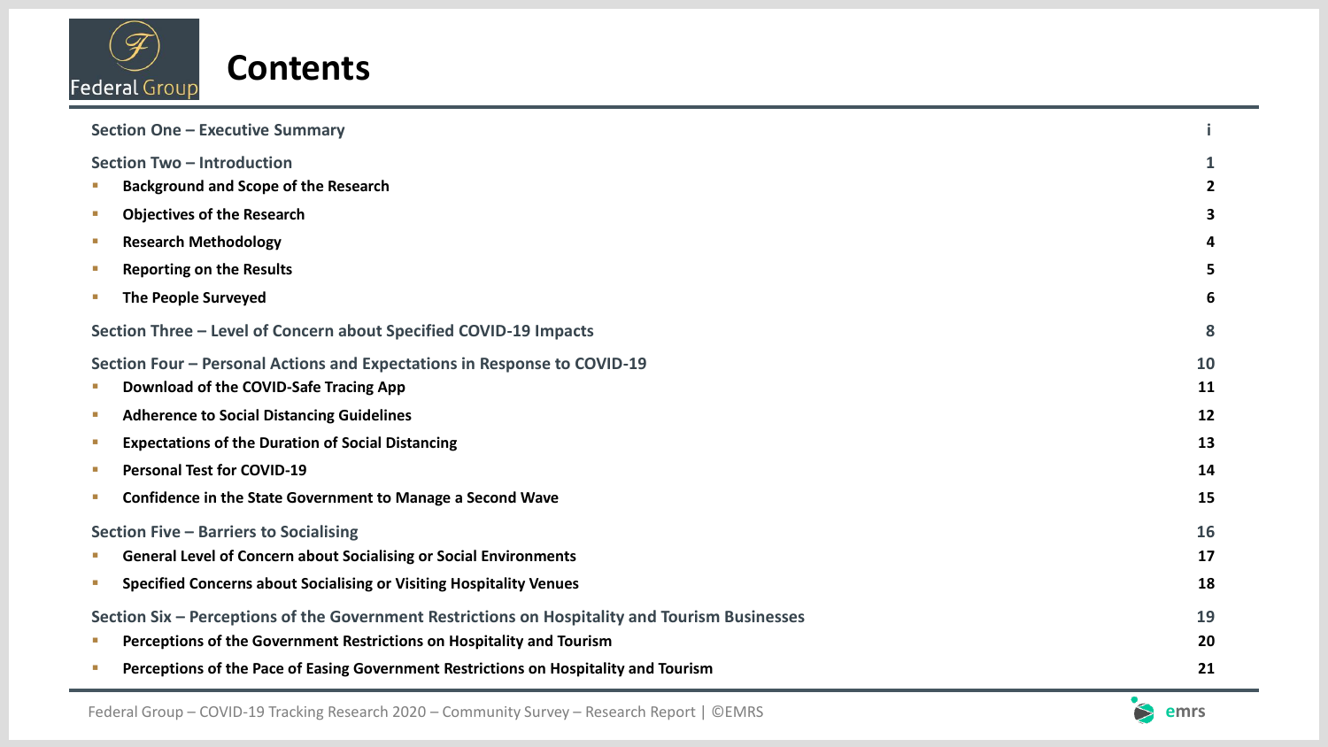# Contents

| | |
|---|---|
| **Section One – Executive Summary** | i |
| **Section Two – Introduction** | 1 |
| ▪ Background and Scope of the Research | 2 |
| ▪ Objectives of the Research | 3 |
| ▪ Research Methodology | 4 |
| ▪ Reporting on the Results | 5 |
| ▪ The People Surveyed | 6 |
| **Section Three – Level of Concern about Specified COVID-19 Impacts** | 8 |
| **Section Four – Personal Actions and Expectations in Response to COVID-19** | 10 |
| ▪ Download of the COVID-Safe Tracing App | 11 |
| ▪ Adherence to Social Distancing Guidelines | 12 |
| ▪ Expectations of the Duration of Social Distancing | 13 |
| ▪ Personal Test for COVID-19 | 14 |
| ▪ Confidence in the State Government to Manage a Second Wave | 15 |
| **Section Five – Barriers to Socialising** | 16 |
| ▪ General Level of Concern about Socialising or Social Environments | 17 |
| ▪ Specified Concerns about Socialising or Visiting Hospitality Venues | 18 |
| **Section Six – Perceptions of the Government Restrictions on Hospitality and Tourism Businesses** | 19 |
| ▪ Perceptions of the Government Restrictions on Hospitality and Tourism | 20 |
| ▪ Perceptions of the Pace of Easing Government Restrictions on Hospitality and Tourism | 21 |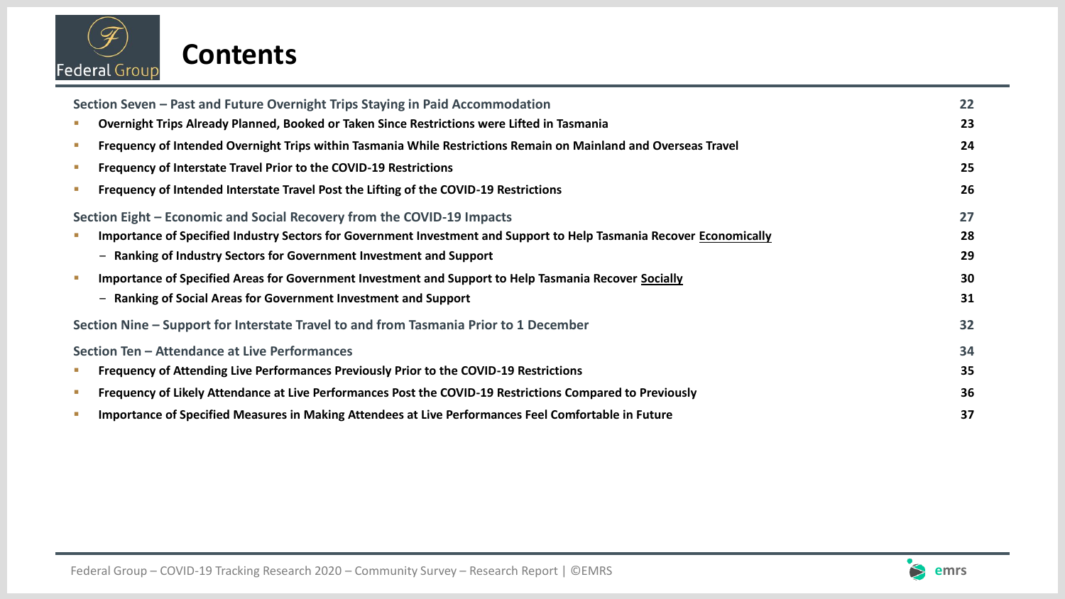# Contents

| | |
|---|---|
| **Section Seven – Past and Future Overnight Trips Staying in Paid Accommodation** | 22 |
| ▪ Overnight Trips Already Planned, Booked or Taken Since Restrictions were Lifted in Tasmania | 23 |
| ▪ Frequency of Intended Overnight Trips within Tasmania While Restrictions Remain on Mainland and Overseas Travel | 24 |
| ▪ Frequency of Interstate Travel Prior to the COVID-19 Restrictions | 25 |
| ▪ Frequency of Intended Interstate Travel Post the Lifting of the COVID-19 Restrictions | 26 |
| **Section Eight – Economic and Social Recovery from the COVID-19 Impacts** | 27 |
| ▪ Importance of Specified Industry Sectors for Government Investment and Support to Help Tasmania Recover Economically | 28 |
| – Ranking of Industry Sectors for Government Investment and Support | 29 |
| ▪ Importance of Specified Areas for Government Investment and Support to Help Tasmania Recover Socially | 30 |
| – Ranking of Social Areas for Government Investment and Support | 31 |
| **Section Nine – Support for Interstate Travel to and from Tasmania Prior to 1 December** | 32 |
| **Section Ten – Attendance at Live Performances** | 34 |
| ▪ Frequency of Attending Live Performances Previously Prior to the COVID-19 Restrictions | 35 |
| ▪ Frequency of Likely Attendance at Live Performances Post the COVID-19 Restrictions Compared to Previously | 36 |
| ▪ Importance of Specified Measures in Making Attendees at Live Performances Feel Comfortable in Future | 37 |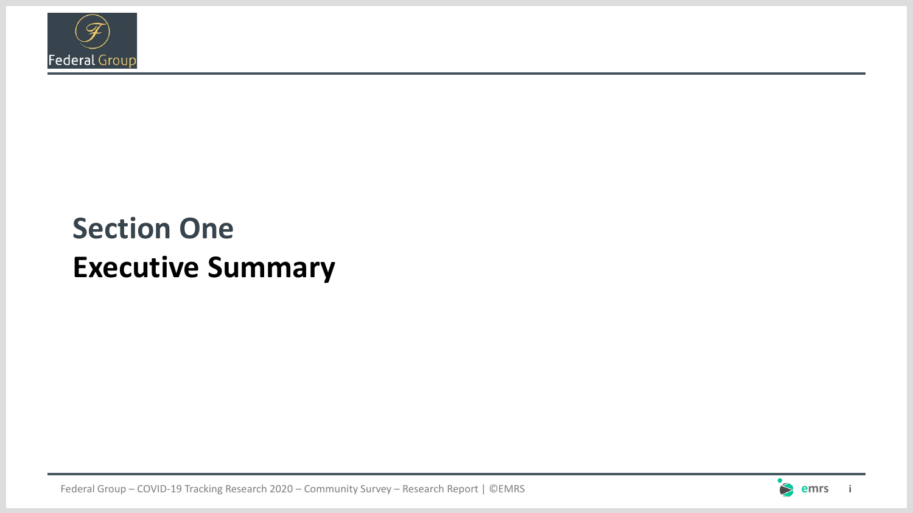# Section One
# Executive Summary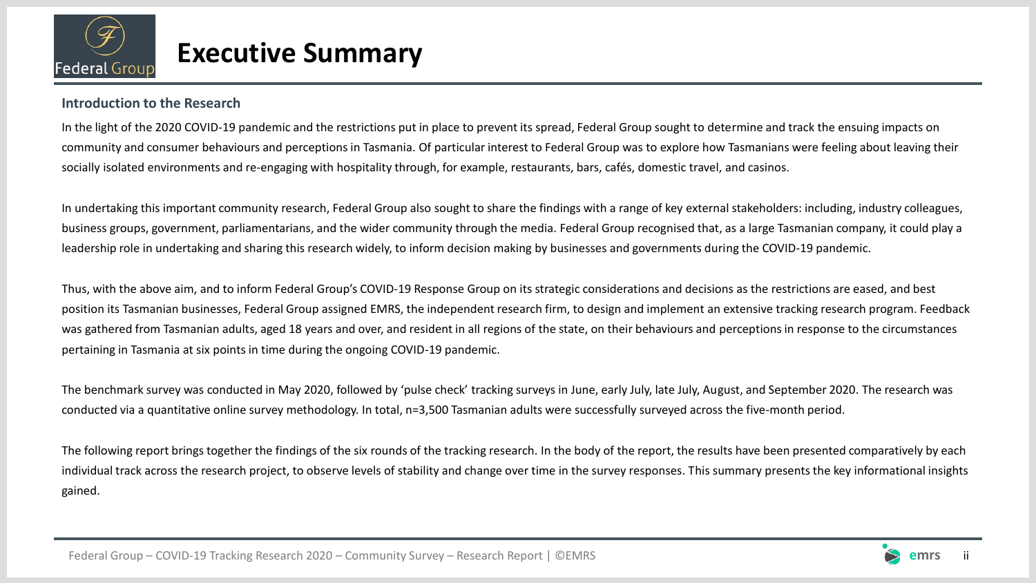# Executive Summary

### Introduction to the Research

In the light of the 2020 COVID-19 pandemic and the restrictions put in place to prevent its spread, Federal Group sought to determine and track the ensuing impacts on community and consumer behaviours and perceptions in Tasmania. Of particular interest to Federal Group was to explore how Tasmanians were feeling about leaving their socially isolated environments and re-engaging with hospitality through, for example, restaurants, bars, cafés, domestic travel, and casinos.

In undertaking this important community research, Federal Group also sought to share the findings with a range of key external stakeholders: including, industry colleagues, business groups, government, parliamentarians, and the wider community through the media. Federal Group recognised that, as a large Tasmanian company, it could play a leadership role in undertaking and sharing this research widely, to inform decision making by businesses and governments during the COVID-19 pandemic.

Thus, with the above aim, and to inform Federal Group's COVID-19 Response Group on its strategic considerations and decisions as the restrictions are eased, and best position its Tasmanian businesses, Federal Group assigned EMRS, the independent research firm, to design and implement an extensive tracking research program. Feedback was gathered from Tasmanian adults, aged 18 years and over, and resident in all regions of the state, on their behaviours and perceptions in response to the circumstances pertaining in Tasmania at six points in time during the ongoing COVID-19 pandemic.

The benchmark survey was conducted in May 2020, followed by 'pulse check' tracking surveys in June, early July, late July, August, and September 2020. The research was conducted via a quantitative online survey methodology. In total, n=3,500 Tasmanian adults were successfully surveyed across the five-month period.

The following report brings together the findings of the six rounds of the tracking research. In the body of the report, the results have been presented comparatively by each individual track across the research project, to observe levels of stability and change over time in the survey responses. This summary presents the key informational insights gained.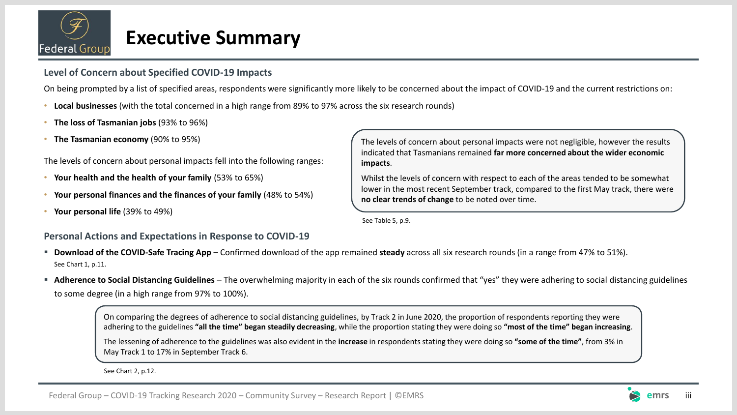# Executive Summary

## Level of Concern about Specified COVID-19 Impacts

On being prompted by a list of specified areas, respondents were significantly more likely to be concerned about the impact of COVID-19 and the current restrictions on:

- **Local businesses** (with the total concerned in a high range from 89% to 97% across the six research rounds)
- **The loss of Tasmanian jobs** (93% to 96%)
- **The Tasmanian economy** (90% to 95%)

The levels of concern about personal impacts fell into the following ranges:

- **Your health and the health of your family** (53% to 65%)
- **Your personal finances and the finances of your family** (48% to 54%)
- **Your personal life** (39% to 49%)

The levels of concern about personal impacts were not negligible, however the results indicated that Tasmanians remained **far more concerned about the wider economic impacts**.

Whilst the levels of concern with respect to each of the areas tended to be somewhat lower in the most recent September track, compared to the first May track, there were **no clear trends of change** to be noted over time.

See Table 5, p.9.

## Personal Actions and Expectations in Response to COVID-19

- **Download of the COVID-Safe Tracing App** – Confirmed download of the app remained **steady** across all six research rounds (in a range from 47% to 51%).
  See Chart 1, p.11.
- **Adherence to Social Distancing Guidelines** – The overwhelming majority in each of the six rounds confirmed that "yes" they were adhering to social distancing guidelines to some degree (in a high range from 97% to 100%).

On comparing the degrees of adherence to social distancing guidelines, by Track 2 in June 2020, the proportion of respondents reporting they were adhering to the guidelines **"all the time" began steadily decreasing**, while the proportion stating they were doing so **"most of the time" began increasing**.

The lessening of adherence to the guidelines was also evident in the **increase** in respondents stating they were doing so **"some of the time"**, from 3% in May Track 1 to 17% in September Track 6.

See Chart 2, p.12.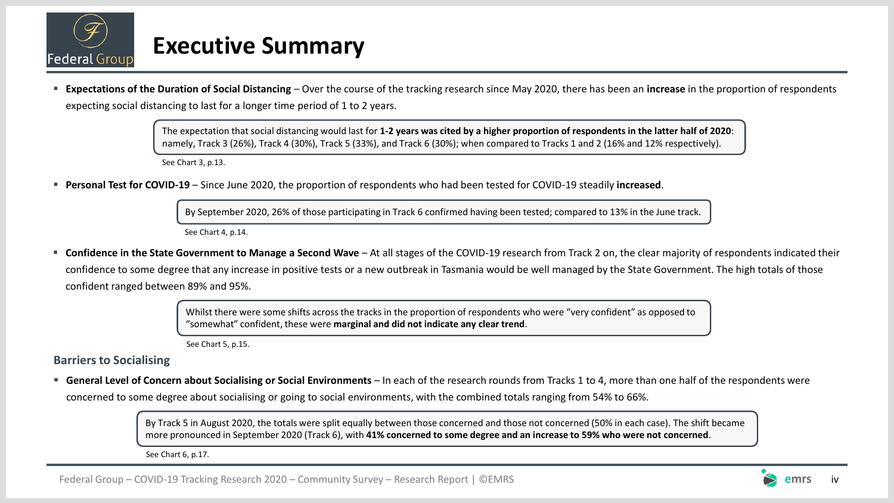# Executive Summary

- **Expectations of the Duration of Social Distancing** – Over the course of the tracking research since May 2020, there has been an **increase** in the proportion of respondents expecting social distancing to last for a longer time period of 1 to 2 years.

> The expectation that social distancing would last for **1-2 years was cited by a higher proportion of respondents in the latter half of 2020**: namely, Track 3 (26%), Track 4 (30%), Track 5 (33%), and Track 6 (30%); when compared to Tracks 1 and 2 (16% and 12% respectively).

See Chart 3, p.13.

- **Personal Test for COVID-19** – Since June 2020, the proportion of respondents who had been tested for COVID-19 steadily **increased**.

> By September 2020, 26% of those participating in Track 6 confirmed having been tested; compared to 13% in the June track.

See Chart 4, p.14.

- **Confidence in the State Government to Manage a Second Wave** – At all stages of the COVID-19 research from Track 2 on, the clear majority of respondents indicated their confidence to some degree that any increase in positive tests or a new outbreak in Tasmania would be well managed by the State Government. The high totals of those confident ranged between 89% and 95%.

> Whilst there were some shifts across the tracks in the proportion of respondents who were "very confident" as opposed to "somewhat" confident, these were **marginal and did not indicate any clear trend**.

See Chart 5, p.15.

## Barriers to Socialising

- **General Level of Concern about Socialising or Social Environments** – In each of the research rounds from Tracks 1 to 4, more than one half of the respondents were concerned to some degree about socialising or going to social environments, with the combined totals ranging from 54% to 66%.

> By Track 5 in August 2020, the totals were split equally between those concerned and those not concerned (50% in each case). The shift became more pronounced in September 2020 (Track 6), with **41% concerned to some degree and an increase to 59% who were not concerned**.

See Chart 6, p.17.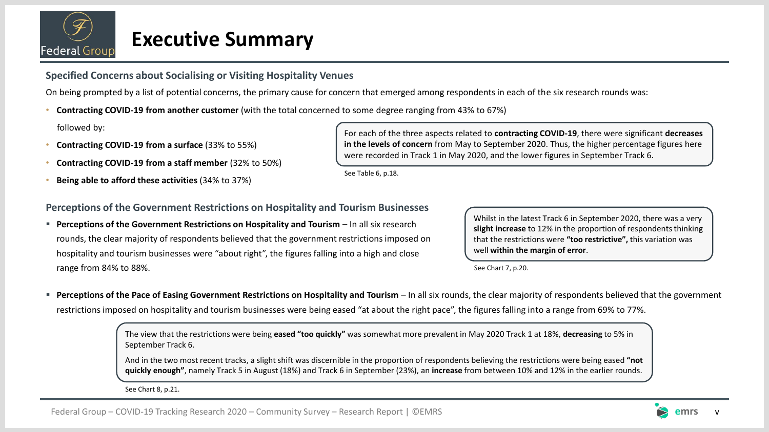# Executive Summary

### Specified Concerns about Socialising or Visiting Hospitality Venues

On being prompted by a list of potential concerns, the primary cause for concern that emerged among respondents in each of the six research rounds was:

- **Contracting COVID-19 from another customer** (with the total concerned to some degree ranging from 43% to 67%)

followed by:

- **Contracting COVID-19 from a surface** (33% to 55%)
- **Contracting COVID-19 from a staff member** (32% to 50%)
- **Being able to afford these activities** (34% to 37%)

> For each of the three aspects related to **contracting COVID-19**, there were significant **decreases in the levels of concern** from May to September 2020. Thus, the higher percentage figures here were recorded in Track 1 in May 2020, and the lower figures in September Track 6.

See Table 6, p.18.

### Perceptions of the Government Restrictions on Hospitality and Tourism Businesses

- **Perceptions of the Government Restrictions on Hospitality and Tourism** – In all six research rounds, the clear majority of respondents believed that the government restrictions imposed on hospitality and tourism businesses were "about right", the figures falling into a high and close range from 84% to 88%.

> Whilst in the latest Track 6 in September 2020, there was a very **slight increase** to 12% in the proportion of respondents thinking that the restrictions were **"too restrictive",** this variation was well **within the margin of error**.

See Chart 7, p.20.

- **Perceptions of the Pace of Easing Government Restrictions on Hospitality and Tourism** – In all six rounds, the clear majority of respondents believed that the government restrictions imposed on hospitality and tourism businesses were being eased "at about the right pace", the figures falling into a range from 69% to 77%.

> The view that the restrictions were being **eased "too quickly"** was somewhat more prevalent in May 2020 Track 1 at 18%, **decreasing** to 5% in September Track 6.
>
> And in the two most recent tracks, a slight shift was discernible in the proportion of respondents believing the restrictions were being eased **"not quickly enough"**, namely Track 5 in August (18%) and Track 6 in September (23%), an **increase** from between 10% and 12% in the earlier rounds.

See Chart 8, p.21.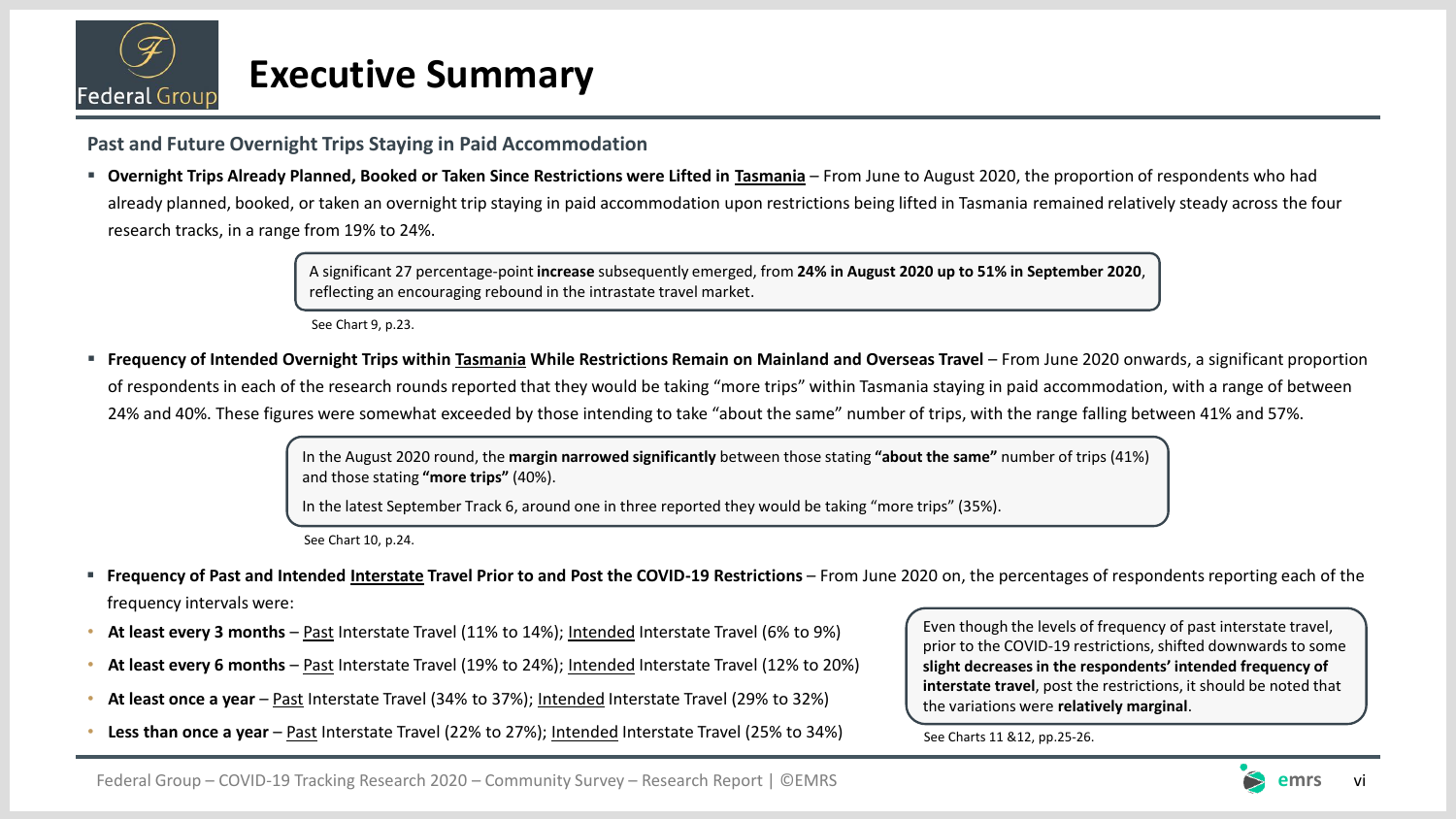# Executive Summary

### Past and Future Overnight Trips Staying in Paid Accommodation

- **Overnight Trips Already Planned, Booked or Taken Since Restrictions were Lifted in Tasmania** – From June to August 2020, the proportion of respondents who had already planned, booked, or taken an overnight trip staying in paid accommodation upon restrictions being lifted in Tasmania remained relatively steady across the four research tracks, in a range from 19% to 24%.

> A significant 27 percentage-point **increase** subsequently emerged, from **24% in August 2020 up to 51% in September 2020**, reflecting an encouraging rebound in the intrastate travel market.

See Chart 9, p.23.

- **Frequency of Intended Overnight Trips within Tasmania While Restrictions Remain on Mainland and Overseas Travel** – From June 2020 onwards, a significant proportion of respondents in each of the research rounds reported that they would be taking "more trips" within Tasmania staying in paid accommodation, with a range of between 24% and 40%. These figures were somewhat exceeded by those intending to take "about the same" number of trips, with the range falling between 41% and 57%.

> In the August 2020 round, the **margin narrowed significantly** between those stating **"about the same"** number of trips (41%) and those stating **"more trips"** (40%).
>
> In the latest September Track 6, around one in three reported they would be taking "more trips" (35%).

See Chart 10, p.24.

- **Frequency of Past and Intended Interstate Travel Prior to and Post the COVID-19 Restrictions** – From June 2020 on, the percentages of respondents reporting each of the frequency intervals were:
  - **At least every 3 months** – Past Interstate Travel (11% to 14%); Intended Interstate Travel (6% to 9%)
  - **At least every 6 months** – Past Interstate Travel (19% to 24%); Intended Interstate Travel (12% to 20%)
  - **At least once a year** – Past Interstate Travel (34% to 37%); Intended Interstate Travel (29% to 32%)
  - **Less than once a year** – Past Interstate Travel (22% to 27%); Intended Interstate Travel (25% to 34%)

> Even though the levels of frequency of past interstate travel, prior to the COVID-19 restrictions, shifted downwards to some **slight decreases in the respondents' intended frequency of interstate travel**, post the restrictions, it should be noted that the variations were **relatively marginal**.

See Charts 11 &12, pp.25-26.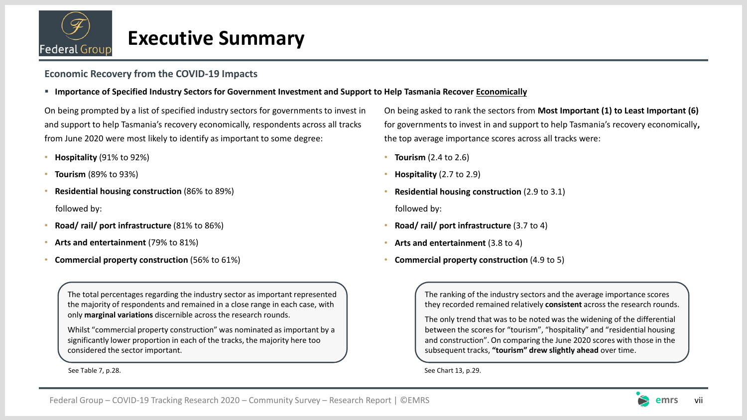# Executive Summary

## Economic Recovery from the COVID-19 Impacts

- **Importance of Specified Industry Sectors for Government Investment and Support to Help Tasmania Recover Economically**

On being prompted by a list of specified industry sectors for governments to invest in and support to help Tasmania's recovery economically, respondents across all tracks from June 2020 were most likely to identify as important to some degree:

- **Hospitality** (91% to 92%)
- **Tourism** (89% to 93%)
- **Residential housing construction** (86% to 89%)

followed by:

- **Road/ rail/ port infrastructure** (81% to 86%)
- **Arts and entertainment** (79% to 81%)
- **Commercial property construction** (56% to 61%)

> The total percentages regarding the industry sector as important represented the majority of respondents and remained in a close range in each case, with only **marginal variations** discernible across the research rounds.
>
> Whilst "commercial property construction" was nominated as important by a significantly lower proportion in each of the tracks, the majority here too considered the sector important.

See Table 7, p.28.

On being asked to rank the sectors from **Most Important (1) to Least Important (6)** for governments to invest in and support to help Tasmania's recovery economically**,** the top average importance scores across all tracks were:

- **Tourism** (2.4 to 2.6)
- **Hospitality** (2.7 to 2.9)
- **Residential housing construction** (2.9 to 3.1)

followed by:

- **Road/ rail/ port infrastructure** (3.7 to 4)
- **Arts and entertainment** (3.8 to 4)
- **Commercial property construction** (4.9 to 5)

> The ranking of the industry sectors and the average importance scores they recorded remained relatively **consistent** across the research rounds.
>
> The only trend that was to be noted was the widening of the differential between the scores for "tourism", "hospitality" and "residential housing and construction". On comparing the June 2020 scores with those in the subsequent tracks, **"tourism" drew slightly ahead** over time.

See Chart 13, p.29.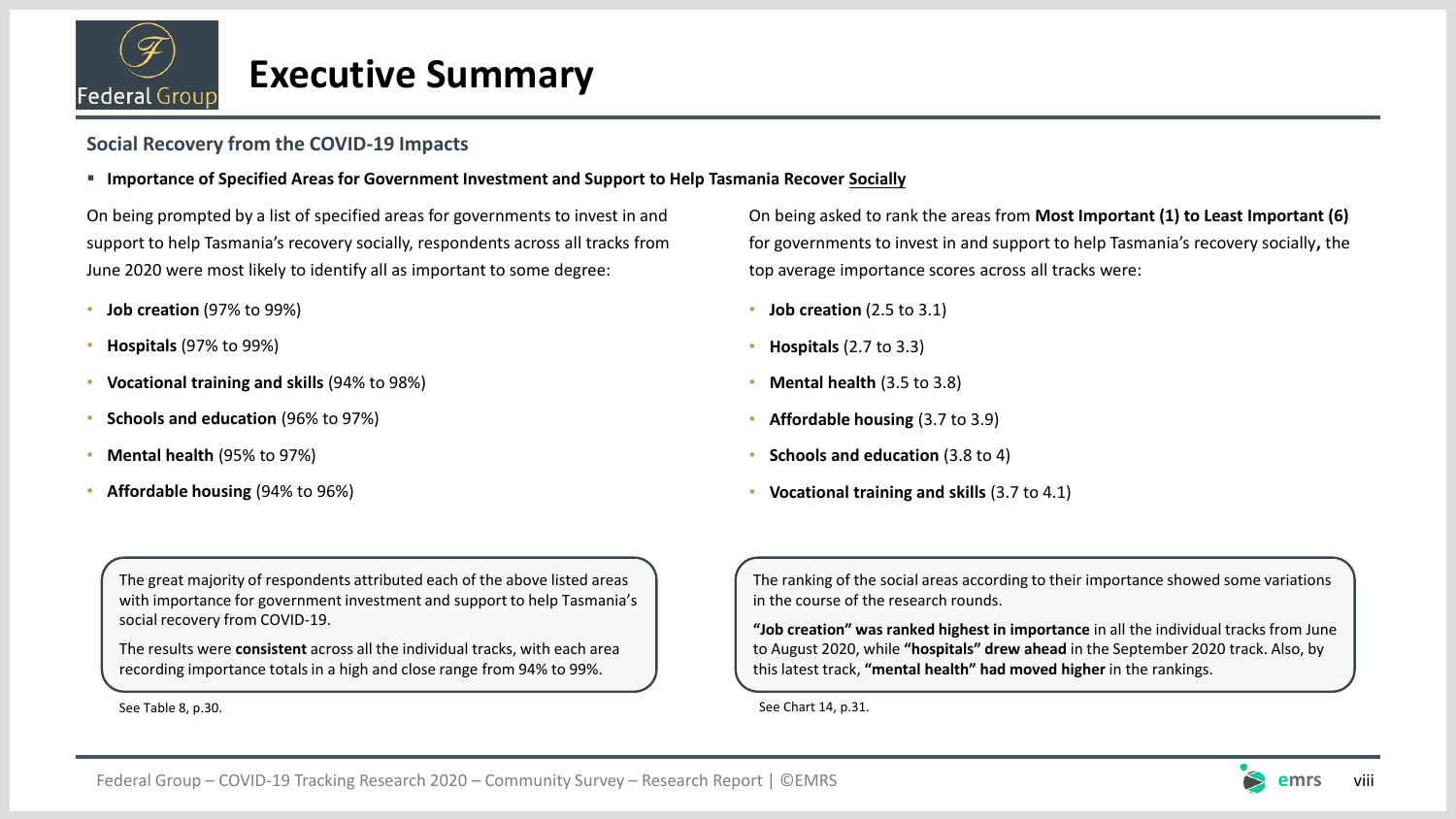# Executive Summary

## Social Recovery from the COVID-19 Impacts

- **Importance of Specified Areas for Government Investment and Support to Help Tasmania Recover Socially**

On being prompted by a list of specified areas for governments to invest in and support to help Tasmania's recovery socially, respondents across all tracks from June 2020 were most likely to identify all as important to some degree:

- **Job creation** (97% to 99%)
- **Hospitals** (97% to 99%)
- **Vocational training and skills** (94% to 98%)
- **Schools and education** (96% to 97%)
- **Mental health** (95% to 97%)
- **Affordable housing** (94% to 96%)

The great majority of respondents attributed each of the above listed areas with importance for government investment and support to help Tasmania's social recovery from COVID-19.

The results were **consistent** across all the individual tracks, with each area recording importance totals in a high and close range from 94% to 99%.

See Table 8, p.30.

On being asked to rank the areas from **Most Important (1) to Least Important (6)** for governments to invest in and support to help Tasmania's recovery socially**,** the top average importance scores across all tracks were:

- **Job creation** (2.5 to 3.1)
- **Hospitals** (2.7 to 3.3)
- **Mental health** (3.5 to 3.8)
- **Affordable housing** (3.7 to 3.9)
- **Schools and education** (3.8 to 4)
- **Vocational training and skills** (3.7 to 4.1)

The ranking of the social areas according to their importance showed some variations in the course of the research rounds.

**"Job creation" was ranked highest in importance** in all the individual tracks from June to August 2020, while **"hospitals" drew ahead** in the September 2020 track. Also, by this latest track, **"mental health" had moved higher** in the rankings.

See Chart 14, p.31.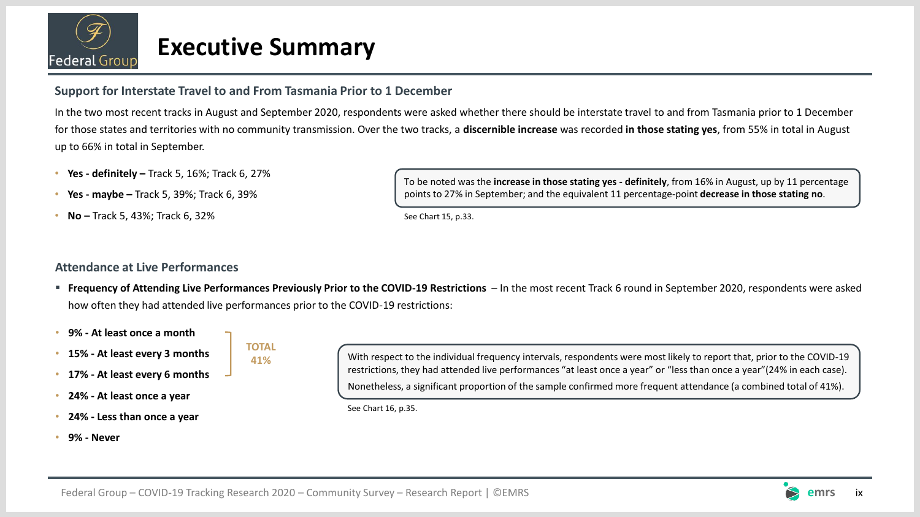# Executive Summary

### Support for Interstate Travel to and From Tasmania Prior to 1 December

In the two most recent tracks in August and September 2020, respondents were asked whether there should be interstate travel to and from Tasmania prior to 1 December for those states and territories with no community transmission. Over the two tracks, a **discernible increase** was recorded **in those stating yes**, from 55% in total in August up to 66% in total in September.

- **Yes - definitely –** Track 5, 16%; Track 6, 27%
- **Yes - maybe –** Track 5, 39%; Track 6, 39%
- **No –** Track 5, 43%; Track 6, 32%

To be noted was the **increase in those stating yes - definitely**, from 16% in August, up by 11 percentage points to 27% in September; and the equivalent 11 percentage-point **decrease in those stating no**.

See Chart 15, p.33.

### Attendance at Live Performances

- **Frequency of Attending Live Performances Previously Prior to the COVID-19 Restrictions** – In the most recent Track 6 round in September 2020, respondents were asked how often they had attended live performances prior to the COVID-19 restrictions:

- **9% - At least once a month**
- **15% - At least every 3 months**
- **17% - At least every 6 months**
- **24% - At least once a year**
- **24% - Less than once a year**
- **9% - Never**

**TOTAL 41%** (at least once a month, at least every 3 months, at least every 6 months)

With respect to the individual frequency intervals, respondents were most likely to report that, prior to the COVID-19 restrictions, they had attended live performances "at least once a year" or "less than once a year"(24% in each case). Nonetheless, a significant proportion of the sample confirmed more frequent attendance (a combined total of 41%).

See Chart 16, p.35.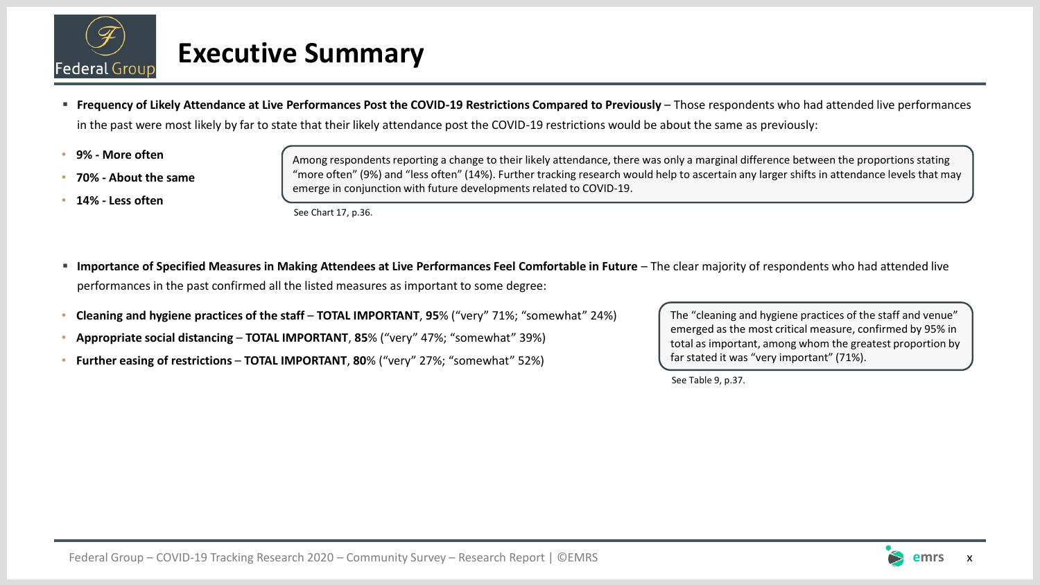# Executive Summary

- **Frequency of Likely Attendance at Live Performances Post the COVID-19 Restrictions Compared to Previously** – Those respondents who had attended live performances in the past were most likely by far to state that their likely attendance post the COVID-19 restrictions would be about the same as previously:

- **9% - More often**
- **70% - About the same**
- **14% - Less often**

Among respondents reporting a change to their likely attendance, there was only a marginal difference between the proportions stating "more often" (9%) and "less often" (14%). Further tracking research would help to ascertain any larger shifts in attendance levels that may emerge in conjunction with future developments related to COVID-19.

See Chart 17, p.36.

- **Importance of Specified Measures in Making Attendees at Live Performances Feel Comfortable in Future** – The clear majority of respondents who had attended live performances in the past confirmed all the listed measures as important to some degree:

- **Cleaning and hygiene practices of the staff** – **TOTAL IMPORTANT**, **95**% ("very" 71%; "somewhat" 24%)
- **Appropriate social distancing** – **TOTAL IMPORTANT**, **85**% ("very" 47%; "somewhat" 39%)
- **Further easing of restrictions** – **TOTAL IMPORTANT**, **80**% ("very" 27%; "somewhat" 52%)

The "cleaning and hygiene practices of the staff and venue" emerged as the most critical measure, confirmed by 95% in total as important, among whom the greatest proportion by far stated it was "very important" (71%).

See Table 9, p.37.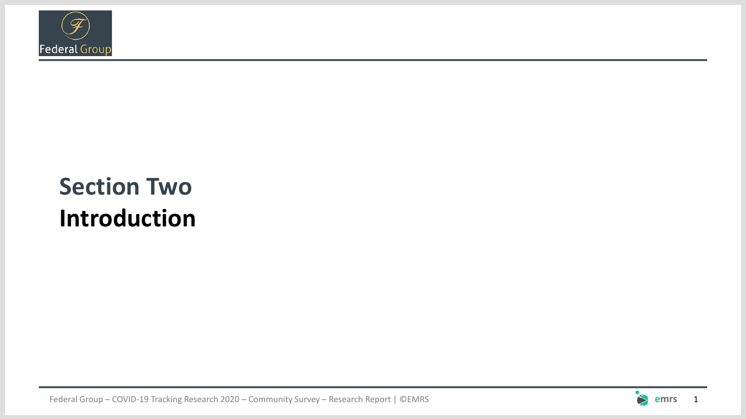# Section Two
# Introduction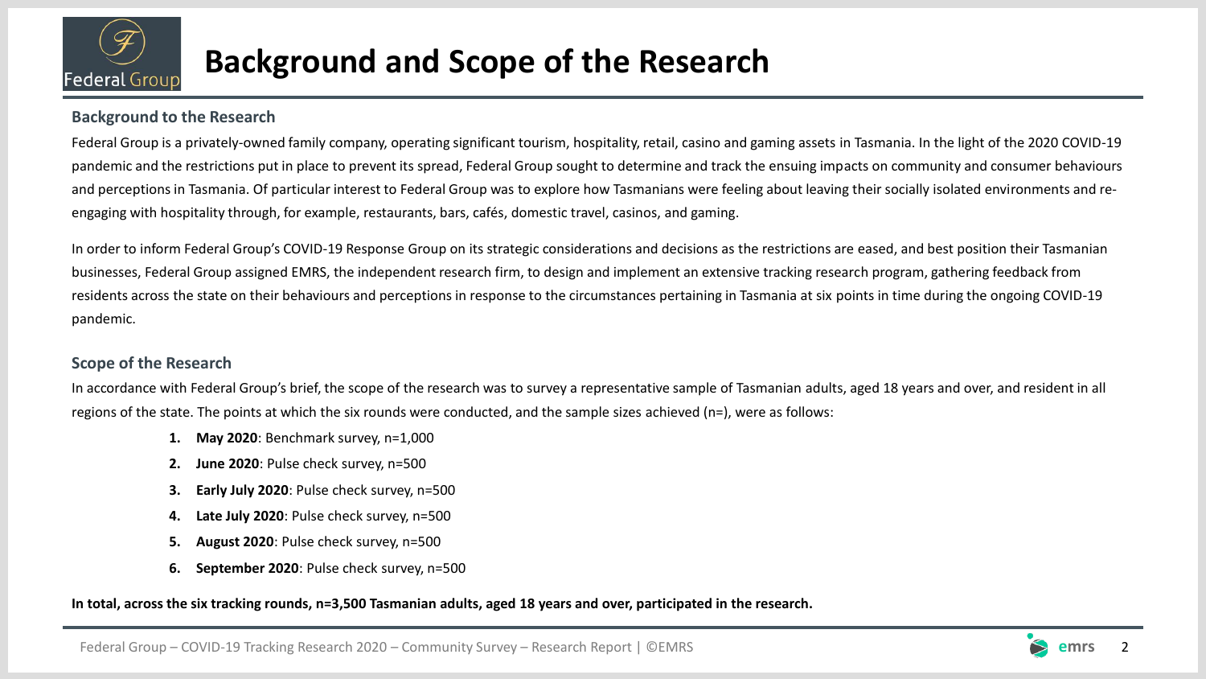# Background and Scope of the Research

## Background to the Research

Federal Group is a privately-owned family company, operating significant tourism, hospitality, retail, casino and gaming assets in Tasmania. In the light of the 2020 COVID-19 pandemic and the restrictions put in place to prevent its spread, Federal Group sought to determine and track the ensuing impacts on community and consumer behaviours and perceptions in Tasmania. Of particular interest to Federal Group was to explore how Tasmanians were feeling about leaving their socially isolated environments and re-engaging with hospitality through, for example, restaurants, bars, cafés, domestic travel, casinos, and gaming.

In order to inform Federal Group's COVID-19 Response Group on its strategic considerations and decisions as the restrictions are eased, and best position their Tasmanian businesses, Federal Group assigned EMRS, the independent research firm, to design and implement an extensive tracking research program, gathering feedback from residents across the state on their behaviours and perceptions in response to the circumstances pertaining in Tasmania at six points in time during the ongoing COVID-19 pandemic.

## Scope of the Research

In accordance with Federal Group's brief, the scope of the research was to survey a representative sample of Tasmanian adults, aged 18 years and over, and resident in all regions of the state. The points at which the six rounds were conducted, and the sample sizes achieved (n=), were as follows:

1. **May 2020**: Benchmark survey, n=1,000
2. **June 2020**: Pulse check survey, n=500
3. **Early July 2020**: Pulse check survey, n=500
4. **Late July 2020**: Pulse check survey, n=500
5. **August 2020**: Pulse check survey, n=500
6. **September 2020**: Pulse check survey, n=500

**In total, across the six tracking rounds, n=3,500 Tasmanian adults, aged 18 years and over, participated in the research.**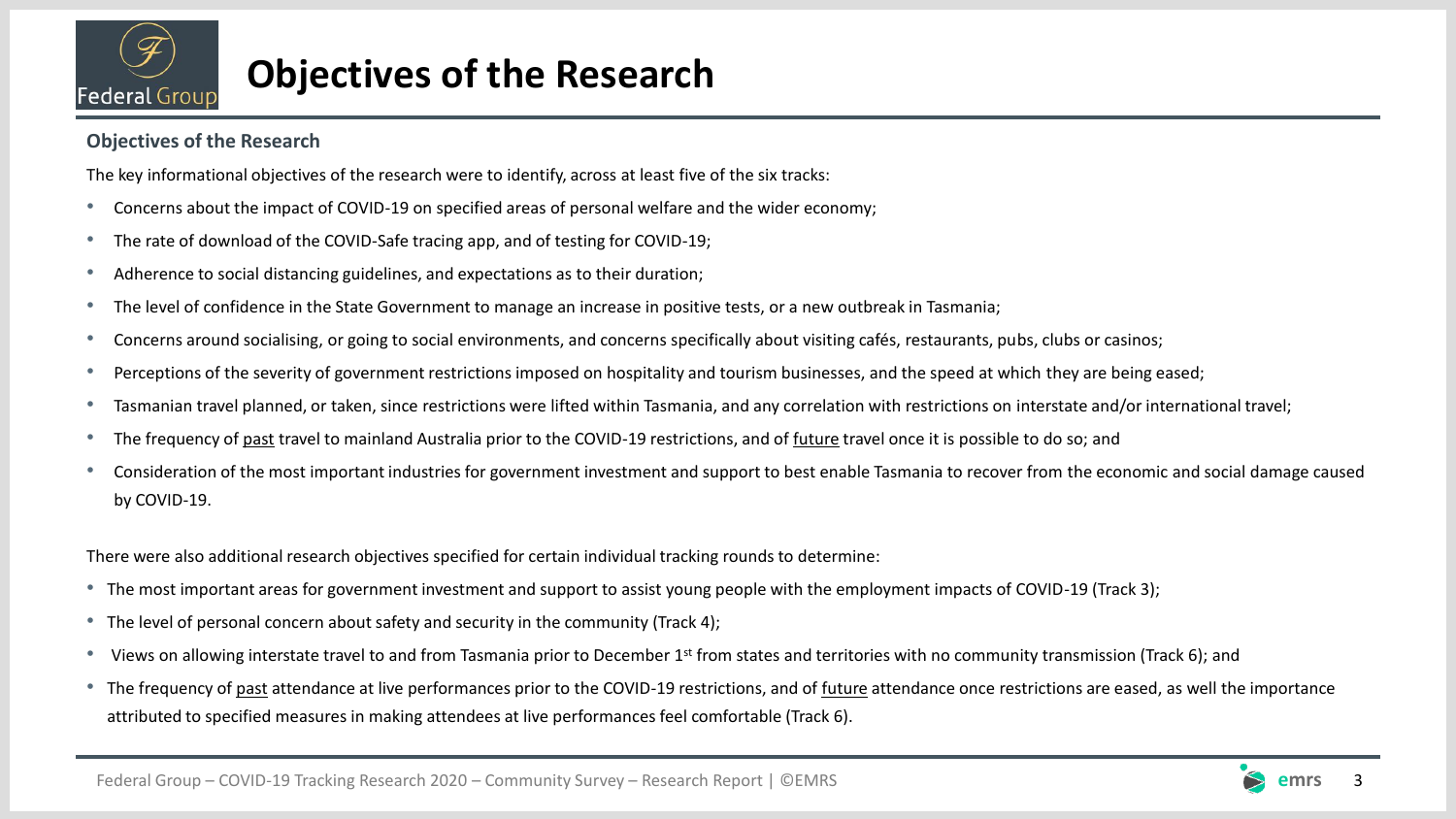# Objectives of the Research

### Objectives of the Research

The key informational objectives of the research were to identify, across at least five of the six tracks:

- Concerns about the impact of COVID-19 on specified areas of personal welfare and the wider economy;
- The rate of download of the COVID-Safe tracing app, and of testing for COVID-19;
- Adherence to social distancing guidelines, and expectations as to their duration;
- The level of confidence in the State Government to manage an increase in positive tests, or a new outbreak in Tasmania;
- Concerns around socialising, or going to social environments, and concerns specifically about visiting cafés, restaurants, pubs, clubs or casinos;
- Perceptions of the severity of government restrictions imposed on hospitality and tourism businesses, and the speed at which they are being eased;
- Tasmanian travel planned, or taken, since restrictions were lifted within Tasmania, and any correlation with restrictions on interstate and/or international travel;
- The frequency of past travel to mainland Australia prior to the COVID-19 restrictions, and of future travel once it is possible to do so; and
- Consideration of the most important industries for government investment and support to best enable Tasmania to recover from the economic and social damage caused by COVID-19.

There were also additional research objectives specified for certain individual tracking rounds to determine:

- The most important areas for government investment and support to assist young people with the employment impacts of COVID-19 (Track 3);
- The level of personal concern about safety and security in the community (Track 4);
- Views on allowing interstate travel to and from Tasmania prior to December 1st from states and territories with no community transmission (Track 6); and
- The frequency of past attendance at live performances prior to the COVID-19 restrictions, and of future attendance once restrictions are eased, as well the importance attributed to specified measures in making attendees at live performances feel comfortable (Track 6).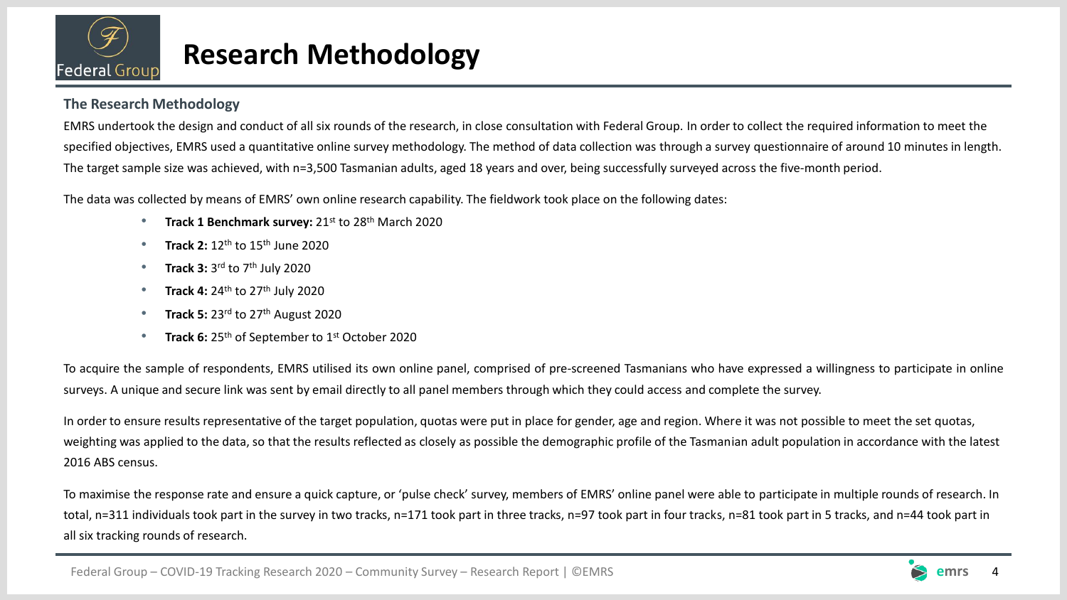# Research Methodology

## The Research Methodology

EMRS undertook the design and conduct of all six rounds of the research, in close consultation with Federal Group. In order to collect the required information to meet the specified objectives, EMRS used a quantitative online survey methodology. The method of data collection was through a survey questionnaire of around 10 minutes in length. The target sample size was achieved, with n=3,500 Tasmanian adults, aged 18 years and over, being successfully surveyed across the five-month period.

The data was collected by means of EMRS' own online research capability. The fieldwork took place on the following dates:

- **Track 1 Benchmark survey:** 21st to 28th March 2020
- **Track 2:** 12th to 15th June 2020
- **Track 3:** 3rd to 7th July 2020
- **Track 4:** 24th to 27th July 2020
- **Track 5:** 23rd to 27th August 2020
- **Track 6:** 25th of September to 1st October 2020

To acquire the sample of respondents, EMRS utilised its own online panel, comprised of pre-screened Tasmanians who have expressed a willingness to participate in online surveys. A unique and secure link was sent by email directly to all panel members through which they could access and complete the survey.

In order to ensure results representative of the target population, quotas were put in place for gender, age and region. Where it was not possible to meet the set quotas, weighting was applied to the data, so that the results reflected as closely as possible the demographic profile of the Tasmanian adult population in accordance with the latest 2016 ABS census.

To maximise the response rate and ensure a quick capture, or 'pulse check' survey, members of EMRS' online panel were able to participate in multiple rounds of research. In total, n=311 individuals took part in the survey in two tracks, n=171 took part in three tracks, n=97 took part in four tracks, n=81 took part in 5 tracks, and n=44 took part in all six tracking rounds of research.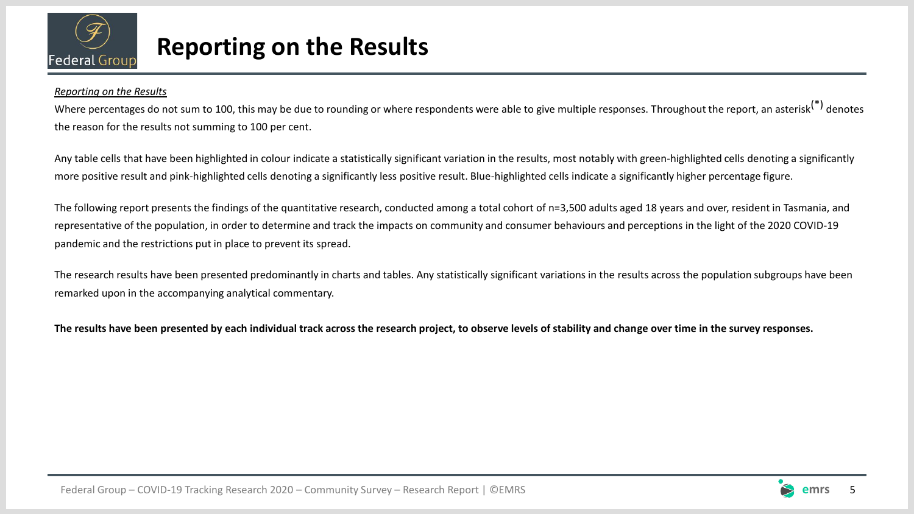# Reporting on the Results

*Reporting on the Results*

Where percentages do not sum to 100, this may be due to rounding or where respondents were able to give multiple responses. Throughout the report, an asterisk(*) denotes the reason for the results not summing to 100 per cent.

Any table cells that have been highlighted in colour indicate a statistically significant variation in the results, most notably with green-highlighted cells denoting a significantly more positive result and pink-highlighted cells denoting a significantly less positive result. Blue-highlighted cells indicate a significantly higher percentage figure.

The following report presents the findings of the quantitative research, conducted among a total cohort of n=3,500 adults aged 18 years and over, resident in Tasmania, and representative of the population, in order to determine and track the impacts on community and consumer behaviours and perceptions in the light of the 2020 COVID-19 pandemic and the restrictions put in place to prevent its spread.

The research results have been presented predominantly in charts and tables. Any statistically significant variations in the results across the population subgroups have been remarked upon in the accompanying analytical commentary.

**The results have been presented by each individual track across the research project, to observe levels of stability and change over time in the survey responses.**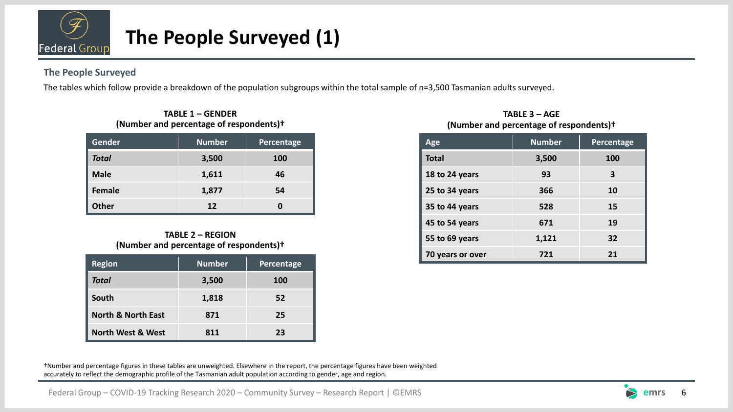# The People Surveyed (1)

### The People Surveyed

The tables which follow provide a breakdown of the population subgroups within the total sample of n=3,500 Tasmanian adults surveyed.

**TABLE 1 – GENDER**
**(Number and percentage of respondents)†**

| Gender | Number | Percentage |
|---|---|---|
| ***Total*** | **3,500** | **100** |
| **Male** | **1,611** | **46** |
| **Female** | **1,877** | **54** |
| **Other** | **12** | **0** |

**TABLE 2 – REGION**
**(Number and percentage of respondents)†**

| Region | Number | Percentage |
|---|---|---|
| ***Total*** | **3,500** | **100** |
| **South** | **1,818** | **52** |
| **North & North East** | **871** | **25** |
| **North West & West** | **811** | **23** |

**TABLE 3 – AGE**
**(Number and percentage of respondents)†**

| Age | Number | Percentage |
|---|---|---|
| **Total** | **3,500** | **100** |
| **18 to 24 years** | **93** | **3** |
| **25 to 34 years** | **366** | **10** |
| **35 to 44 years** | **528** | **15** |
| **45 to 54 years** | **671** | **19** |
| **55 to 69 years** | **1,121** | **32** |
| **70 years or over** | **721** | **21** |

†Number and percentage figures in these tables are unweighted. Elsewhere in the report, the percentage figures have been weighted accurately to reflect the demographic profile of the Tasmanian adult population according to gender, age and region.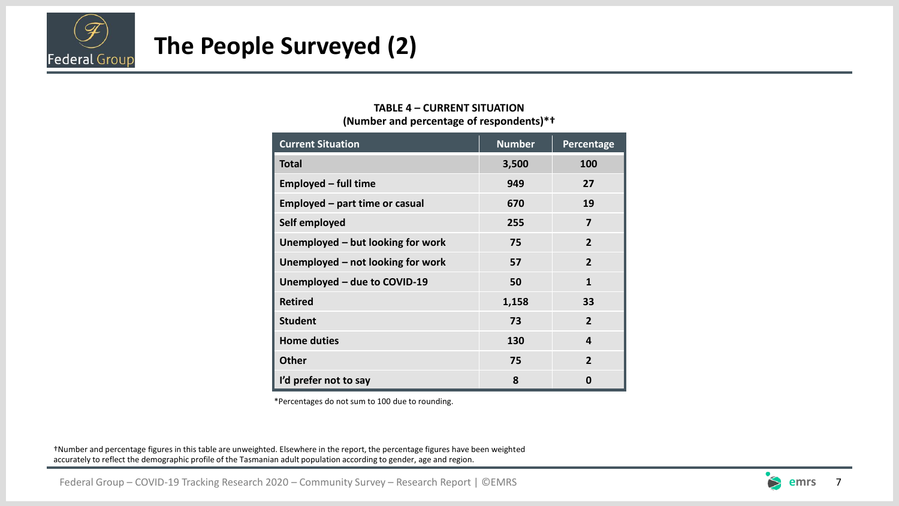# The People Surveyed (2)

**TABLE 4 – CURRENT SITUATION**
**(Number and percentage of respondents)*†**

| Current Situation | Number | Percentage |
|---|---|---|
| Total | 3,500 | 100 |
| Employed – full time | 949 | 27 |
| Employed – part time or casual | 670 | 19 |
| Self employed | 255 | 7 |
| Unemployed – but looking for work | 75 | 2 |
| Unemployed – not looking for work | 57 | 2 |
| Unemployed – due to COVID-19 | 50 | 1 |
| Retired | 1,158 | 33 |
| Student | 73 | 2 |
| Home duties | 130 | 4 |
| Other | 75 | 2 |
| I'd prefer not to say | 8 | 0 |

*Percentages do not sum to 100 due to rounding.

†Number and percentage figures in this table are unweighted. Elsewhere in the report, the percentage figures have been weighted accurately to reflect the demographic profile of the Tasmanian adult population according to gender, age and region.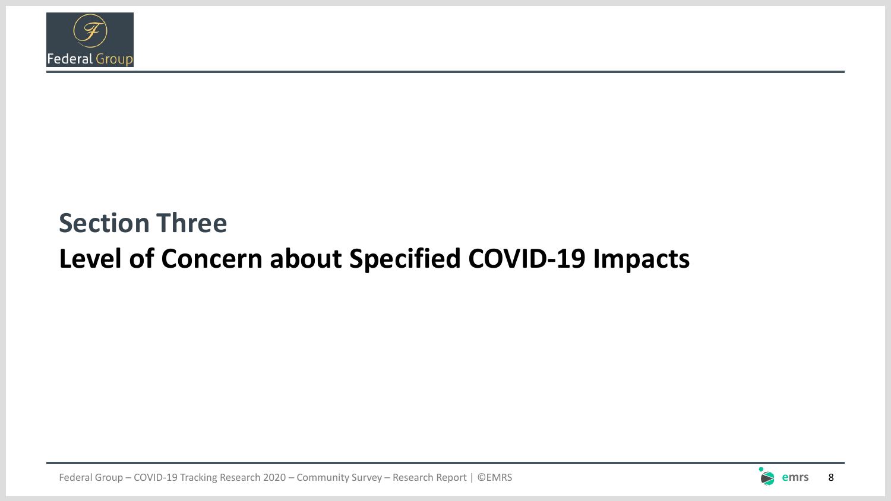## Section Three

# Level of Concern about Specified COVID-19 Impacts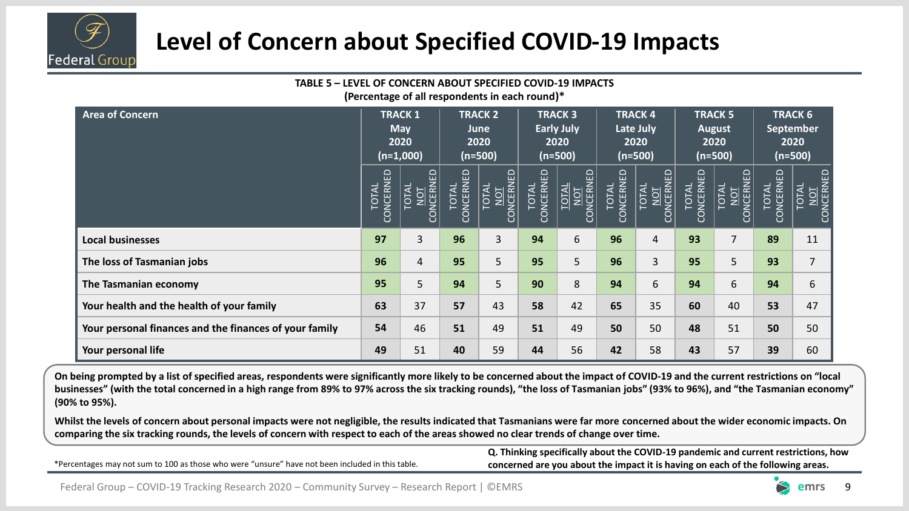# Level of Concern about Specified COVID-19 Impacts

**TABLE 5 – LEVEL OF CONCERN ABOUT SPECIFIED COVID-19 IMPACTS**
**(Percentage of all respondents in each round)***

| Area of Concern | TRACK 1 May 2020 (n=1,000) | | TRACK 2 June 2020 (n=500) | | TRACK 3 Early July 2020 (n=500) | | TRACK 4 Late July 2020 (n=500) | | TRACK 5 August 2020 (n=500) | | TRACK 6 September 2020 (n=500) | |
|---|---|---|---|---|---|---|---|---|---|---|---|---|
| | TOTAL CONCERNED | TOTAL NOT CONCERNED | TOTAL CONCERNED | TOTAL NOT CONCERNED | TOTAL CONCERNED | TOTAL NOT CONCERNED | TOTAL CONCERNED | TOTAL NOT CONCERNED | TOTAL CONCERNED | TOTAL NOT CONCERNED | TOTAL CONCERNED | TOTAL NOT CONCERNED |
| **Local businesses** | **97** | 3 | **96** | 3 | **94** | 6 | **96** | 4 | **93** | 7 | **89** | 11 |
| **The loss of Tasmanian jobs** | **96** | 4 | **95** | 5 | **95** | 5 | **96** | 3 | **95** | 5 | **93** | 7 |
| **The Tasmanian economy** | **95** | 5 | **94** | 5 | **90** | 8 | **94** | 6 | **94** | 6 | **94** | 6 |
| **Your health and the health of your family** | **63** | 37 | **57** | 43 | **58** | 42 | **65** | 35 | **60** | 40 | **53** | 47 |
| **Your personal finances and the finances of your family** | **54** | 46 | **51** | 49 | **51** | 49 | **50** | 50 | **48** | 51 | **50** | 50 |
| **Your personal life** | **49** | 51 | **40** | 59 | **44** | 56 | **42** | 58 | **43** | 57 | **39** | 60 |

**On being prompted by a list of specified areas, respondents were significantly more likely to be concerned about the impact of COVID-19 and the current restrictions on "local businesses" (with the total concerned in a high range from 89% to 97% across the six tracking rounds), "the loss of Tasmanian jobs" (93% to 96%), and "the Tasmanian economy" (90% to 95%).**

**Whilst the levels of concern about personal impacts were not negligible, the results indicated that Tasmanians were far more concerned about the wider economic impacts. On comparing the six tracking rounds, the levels of concern with respect to each of the areas showed no clear trends of change over time.**

*Percentages may not sum to 100 as those who were "unsure" have not been included in this table.

**Q. Thinking specifically about the COVID-19 pandemic and current restrictions, how concerned are you about the impact it is having on each of the following areas.**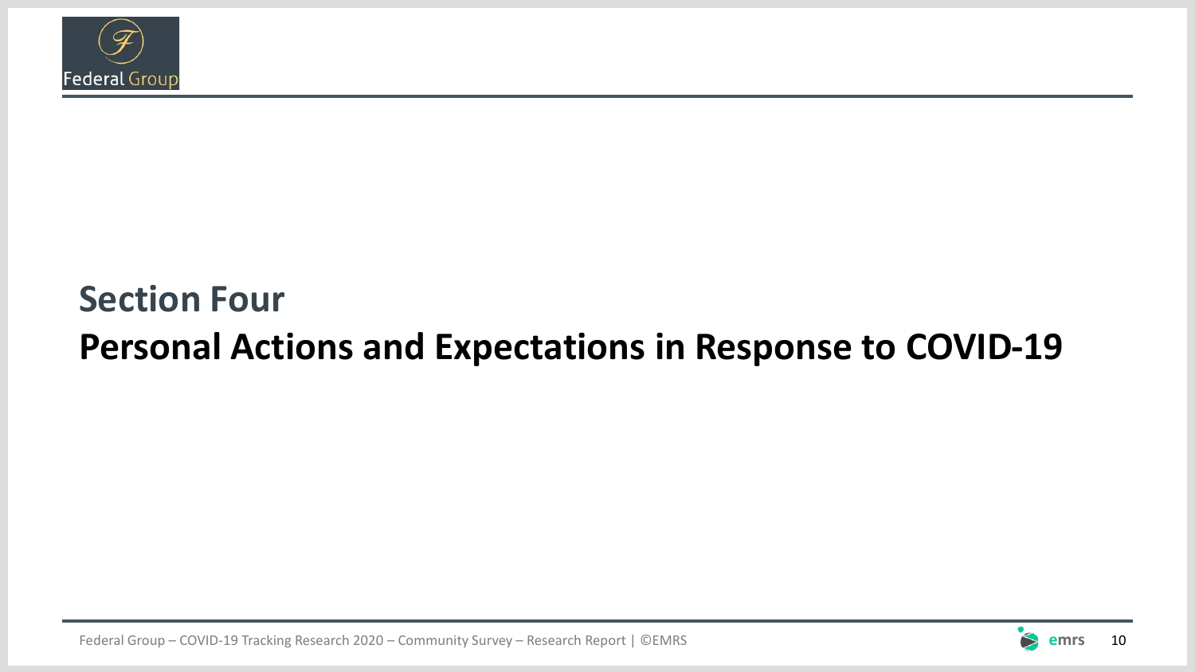# Section Four

## Personal Actions and Expectations in Response to COVID-19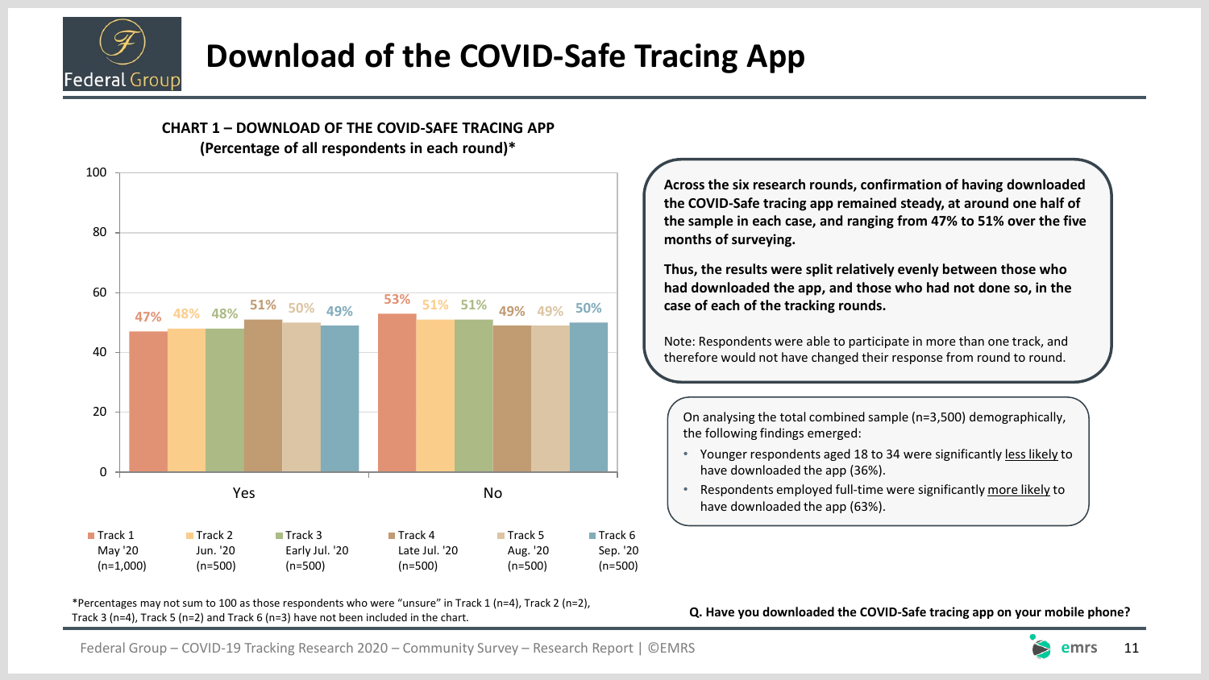# Download of the COVID-Safe Tracing App

**CHART 1 – DOWNLOAD OF THE COVID-SAFE TRACING APP**
**(Percentage of all respondents in each round)***

| | Track 1 May '20 (n=1,000) | Track 2 Jun. '20 (n=500) | Track 3 Early Jul. '20 (n=500) | Track 4 Late Jul. '20 (n=500) | Track 5 Aug. '20 (n=500) | Track 6 Sep. '20 (n=500) |
|---|---|---|---|---|---|---|
| Yes | 47% | 48% | 48% | 51% | 50% | 49% |
| No | 53% | 51% | 51% | 49% | 49% | 50% |

*Percentages may not sum to 100 as those respondents who were "unsure" in Track 1 (n=4), Track 2 (n=2), Track 3 (n=4), Track 5 (n=2) and Track 6 (n=3) have not been included in the chart.

**Across the six research rounds, confirmation of having downloaded the COVID-Safe tracing app remained steady, at around one half of the sample in each case, and ranging from 47% to 51% over the five months of surveying.**

**Thus, the results were split relatively evenly between those who had downloaded the app, and those who had not done so, in the case of each of the tracking rounds.**

Note: Respondents were able to participate in more than one track, and therefore would not have changed their response from round to round.

On analysing the total combined sample (n=3,500) demographically, the following findings emerged:

- Younger respondents aged 18 to 34 were significantly less likely to have downloaded the app (36%).
- Respondents employed full-time were significantly more likely to have downloaded the app (63%).

**Q. Have you downloaded the COVID-Safe tracing app on your mobile phone?**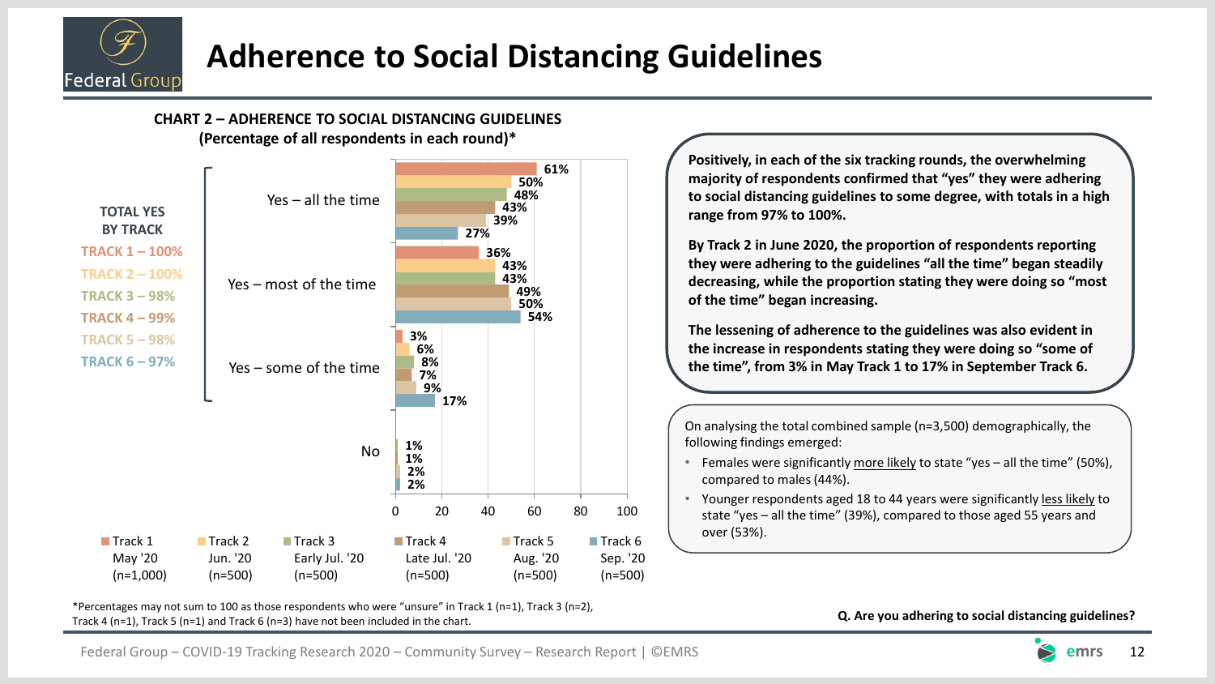# Adherence to Social Distancing Guidelines

**CHART 2 – ADHERENCE TO SOCIAL DISTANCING GUIDELINES**
**(Percentage of all respondents in each round)***

| | Track 1 May '20 (n=1,000) | Track 2 Jun. '20 (n=500) | Track 3 Early Jul. '20 (n=500) | Track 4 Late Jul. '20 (n=500) | Track 5 Aug. '20 (n=500) | Track 6 Sep. '20 (n=500) |
|---|---|---|---|---|---|---|
| Yes – all the time | 61% | 50% | 48% | 43% | 39% | 27% |
| Yes – most of the time | 36% | 43% | 43% | 49% | 50% | 54% |
| Yes – some of the time | 3% | 6% | 8% | 7% | 9% | 17% |
| No | | | 1% | 1% | 2% | 2% |

**TOTAL YES BY TRACK**

- TRACK 1 – 100%
- TRACK 2 – 100%
- TRACK 3 – 98%
- TRACK 4 – 99%
- TRACK 5 – 98%
- TRACK 6 – 97%

*Percentages may not sum to 100 as those respondents who were "unsure" in Track 1 (n=1), Track 3 (n=2), Track 4 (n=1), Track 5 (n=1) and Track 6 (n=3) have not been included in the chart.

**Positively, in each of the six tracking rounds, the overwhelming majority of respondents confirmed that "yes" they were adhering to social distancing guidelines to some degree, with totals in a high range from 97% to 100%.**

**By Track 2 in June 2020, the proportion of respondents reporting they were adhering to the guidelines "all the time" began steadily decreasing, while the proportion stating they were doing so "most of the time" began increasing.**

**The lessening of adherence to the guidelines was also evident in the increase in respondents stating they were doing so "some of the time", from 3% in May Track 1 to 17% in September Track 6.**

On analysing the total combined sample (n=3,500) demographically, the following findings emerged:

- Females were significantly more likely to state "yes – all the time" (50%), compared to males (44%).
- Younger respondents aged 18 to 44 years were significantly less likely to state "yes – all the time" (39%), compared to those aged 55 years and over (53%).

**Q. Are you adhering to social distancing guidelines?**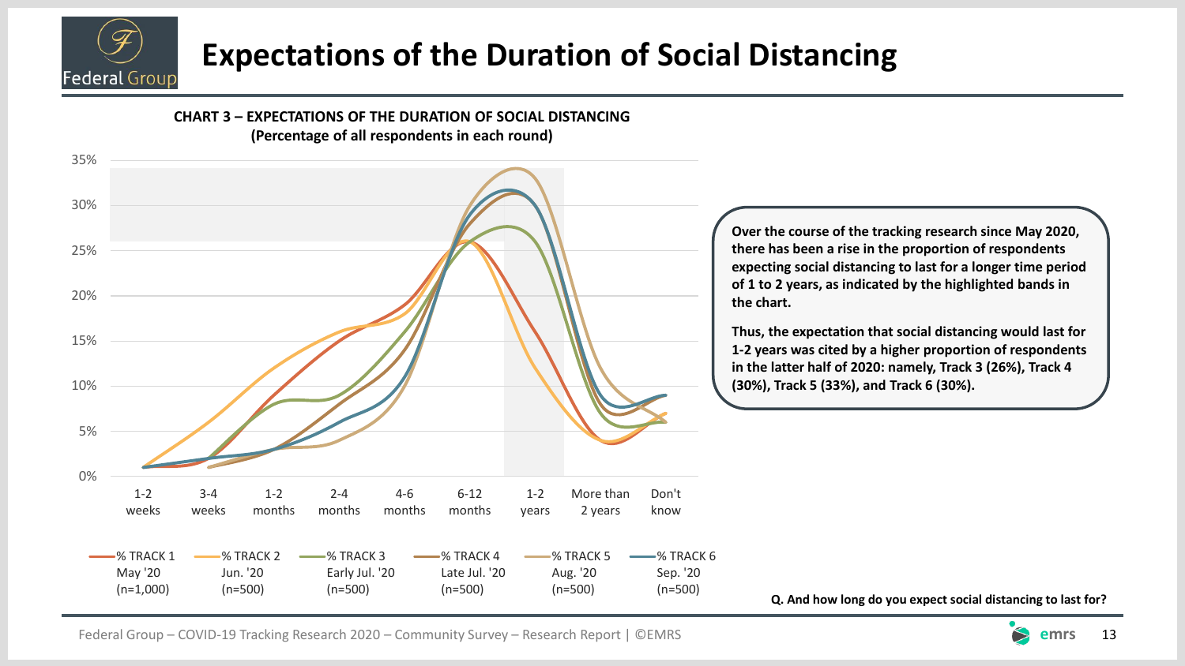# Expectations of the Duration of Social Distancing

**CHART 3 – EXPECTATIONS OF THE DURATION OF SOCIAL DISTANCING**
**(Percentage of all respondents in each round)**

Y-axis: 0%, 5%, 10%, 15%, 20%, 25%, 30%, 35%

X-axis: 1-2 weeks, 3-4 weeks, 1-2 months, 2-4 months, 4-6 months, 6-12 months, 1-2 years, More than 2 years, Don't know

Legend:
- % TRACK 1 May '20 (n=1,000)
- % TRACK 2 Jun. '20 (n=500)
- % TRACK 3 Early Jul. '20 (n=500)
- % TRACK 4 Late Jul. '20 (n=500)
- % TRACK 5 Aug. '20 (n=500)
- % TRACK 6 Sep. '20 (n=500)

**Over the course of the tracking research since May 2020, there has been a rise in the proportion of respondents expecting social distancing to last for a longer time period of 1 to 2 years, as indicated by the highlighted bands in the chart.**

**Thus, the expectation that social distancing would last for 1-2 years was cited by a higher proportion of respondents in the latter half of 2020: namely, Track 3 (26%), Track 4 (30%), Track 5 (33%), and Track 6 (30%).**

**Q. And how long do you expect social distancing to last for?**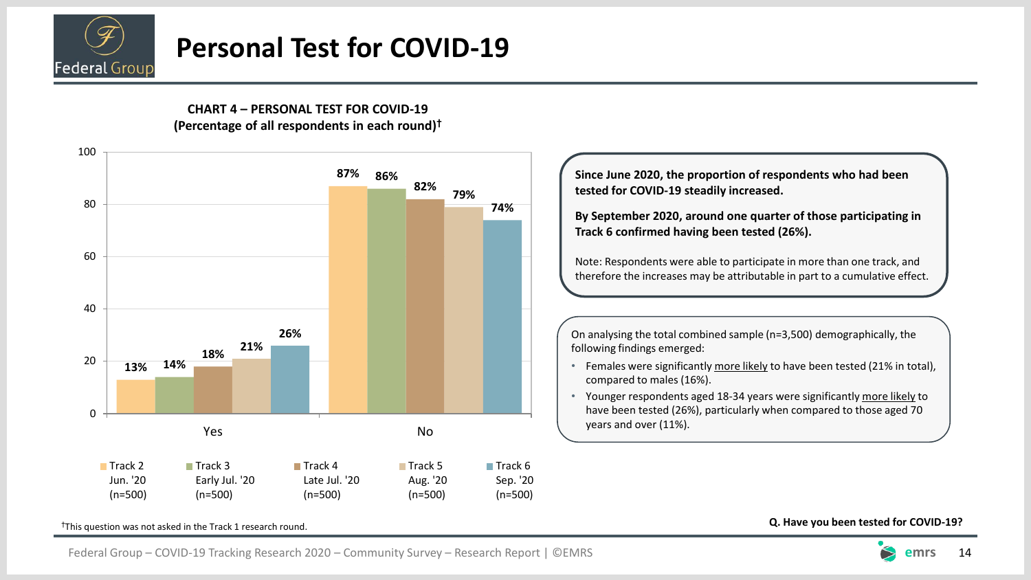# Personal Test for COVID-19

**CHART 4 – PERSONAL TEST FOR COVID-19**
**(Percentage of all respondents in each round)†**

| | Track 2 Jun. '20 (n=500) | Track 3 Early Jul. '20 (n=500) | Track 4 Late Jul. '20 (n=500) | Track 5 Aug. '20 (n=500) | Track 6 Sep. '20 (n=500) |
|---|---|---|---|---|---|
| Yes | 13% | 14% | 18% | 21% | 26% |
| No | 87% | 86% | 82% | 79% | 74% |

**Since June 2020, the proportion of respondents who had been tested for COVID-19 steadily increased.**

**By September 2020, around one quarter of those participating in Track 6 confirmed having been tested (26%).**

Note: Respondents were able to participate in more than one track, and therefore the increases may be attributable in part to a cumulative effect.

On analysing the total combined sample (n=3,500) demographically, the following findings emerged:

- Females were significantly more likely to have been tested (21% in total), compared to males (16%).
- Younger respondents aged 18-34 years were significantly more likely to have been tested (26%), particularly when compared to those aged 70 years and over (11%).

†This question was not asked in the Track 1 research round.

**Q. Have you been tested for COVID-19?**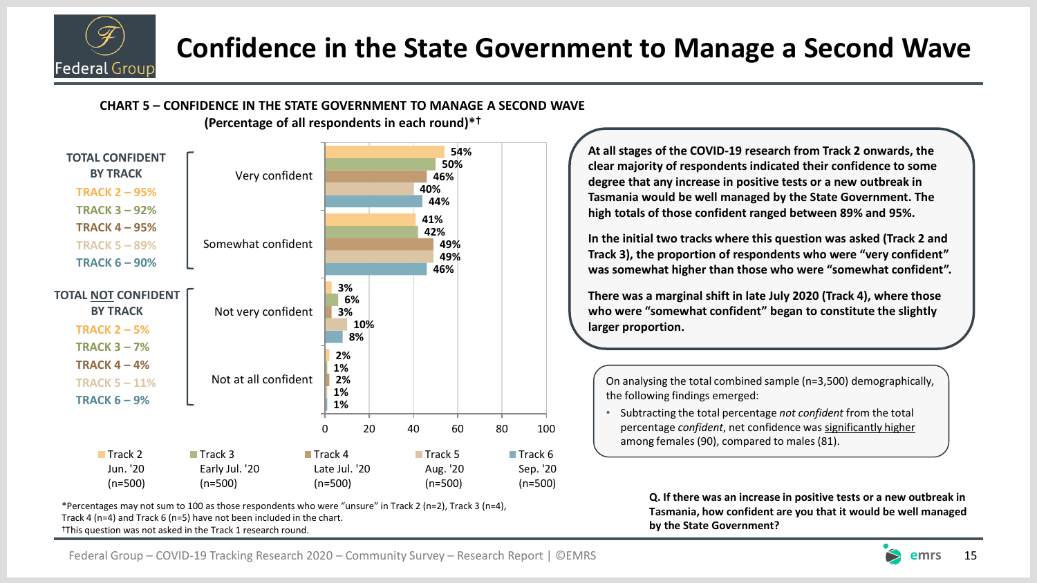# Confidence in the State Government to Manage a Second Wave

**CHART 5 – CONFIDENCE IN THE STATE GOVERNMENT TO MANAGE A SECOND WAVE**
**(Percentage of all respondents in each round)*†**

| | Track 2 Jun. '20 (n=500) | Track 3 Early Jul. '20 (n=500) | Track 4 Late Jul. '20 (n=500) | Track 5 Aug. '20 (n=500) | Track 6 Sep. '20 (n=500) |
|---|---|---|---|---|---|
| Very confident | 54% | 50% | 46% | 40% | 44% |
| Somewhat confident | 41% | 42% | 49% | 49% | 46% |
| Not very confident | 3% | 6% | 3% | 10% | 8% |
| Not at all confident | 2% | 1% | 2% | 1% | 1% |

**TOTAL CONFIDENT BY TRACK**
- TRACK 2 – 95%
- TRACK 3 – 92%
- TRACK 4 – 95%
- TRACK 5 – 89%
- TRACK 6 – 90%

**TOTAL NOT CONFIDENT BY TRACK**
- TRACK 2 – 5%
- TRACK 3 – 7%
- TRACK 4 – 4%
- TRACK 5 – 11%
- TRACK 6 – 9%

*Percentages may not sum to 100 as those respondents who were "unsure" in Track 2 (n=2), Track 3 (n=4), Track 4 (n=4) and Track 6 (n=5) have not been included in the chart.
†This question was not asked in the Track 1 research round.

**At all stages of the COVID-19 research from Track 2 onwards, the clear majority of respondents indicated their confidence to some degree that any increase in positive tests or a new outbreak in Tasmania would be well managed by the State Government. The high totals of those confident ranged between 89% and 95%.**

**In the initial two tracks where this question was asked (Track 2 and Track 3), the proportion of respondents who were "very confident" was somewhat higher than those who were "somewhat confident".**

**There was a marginal shift in late July 2020 (Track 4), where those who were "somewhat confident" began to constitute the slightly larger proportion.**

On analysing the total combined sample (n=3,500) demographically, the following findings emerged:

- Subtracting the total percentage *not confident* from the total percentage *confident*, net confidence was significantly higher among females (90), compared to males (81).

**Q. If there was an increase in positive tests or a new outbreak in Tasmania, how confident are you that it would be well managed by the State Government?**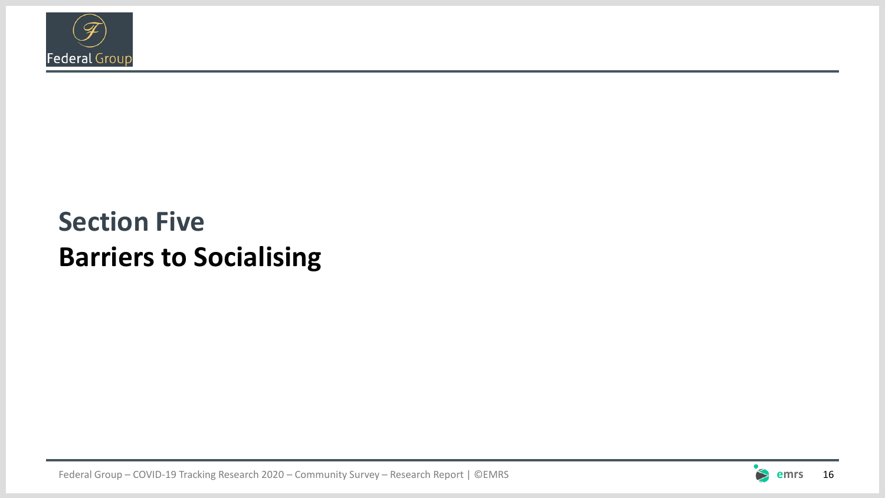# Section Five

## Barriers to Socialising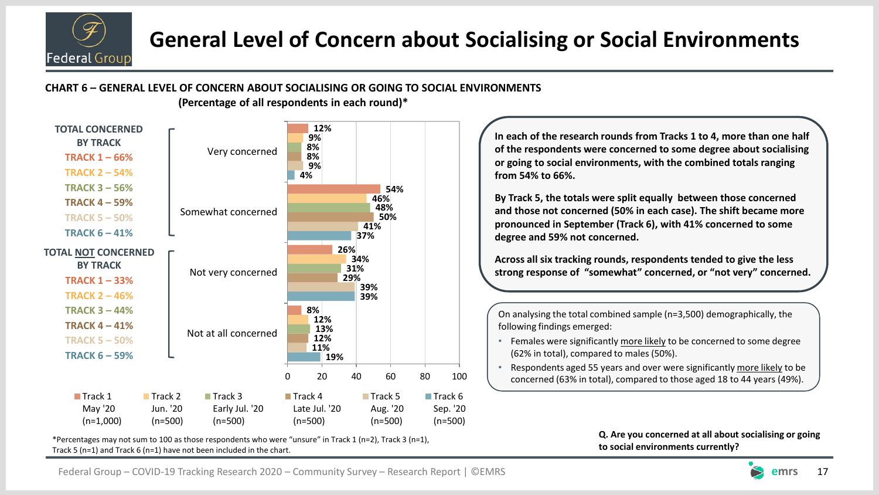# General Level of Concern about Socialising or Social Environments

**CHART 6 – GENERAL LEVEL OF CONCERN ABOUT SOCIALISING OR GOING TO SOCIAL ENVIRONMENTS**
**(Percentage of all respondents in each round)***

| | Track 1 May '20 (n=1,000) | Track 2 Jun. '20 (n=500) | Track 3 Early Jul. '20 (n=500) | Track 4 Late Jul. '20 (n=500) | Track 5 Aug. '20 (n=500) | Track 6 Sep. '20 (n=500) |
|---|---|---|---|---|---|---|
| Very concerned | 12% | 9% | 8% | 8% | 9% | 4% |
| Somewhat concerned | 54% | 46% | 48% | 50% | 41% | 37% |
| Not very concerned | 26% | 34% | 31% | 29% | 39% | 39% |
| Not at all concerned | 8% | 12% | 13% | 12% | 11% | 19% |

**TOTAL CONCERNED BY TRACK**
- TRACK 1 – 66%
- TRACK 2 – 54%
- TRACK 3 – 56%
- TRACK 4 – 59%
- TRACK 5 – 50%
- TRACK 6 – 41%

**TOTAL NOT CONCERNED BY TRACK**
- TRACK 1 – 33%
- TRACK 2 – 46%
- TRACK 3 – 44%
- TRACK 4 – 41%
- TRACK 5 – 50%
- TRACK 6 – 59%

*Percentages may not sum to 100 as those respondents who were "unsure" in Track 1 (n=2), Track 3 (n=1), Track 5 (n=1) and Track 6 (n=1) have not been included in the chart.

**In each of the research rounds from Tracks 1 to 4, more than one half of the respondents were concerned to some degree about socialising or going to social environments, with the combined totals ranging from 54% to 66%.**

**By Track 5, the totals were split equally between those concerned and those not concerned (50% in each case). The shift became more pronounced in September (Track 6), with 41% concerned to some degree and 59% not concerned.**

**Across all six tracking rounds, respondents tended to give the less strong response of "somewhat" concerned, or "not very" concerned.**

On analysing the total combined sample (n=3,500) demographically, the following findings emerged:

- Females were significantly more likely to be concerned to some degree (62% in total), compared to males (50%).
- Respondents aged 55 years and over were significantly more likely to be concerned (63% in total), compared to those aged 18 to 44 years (49%).

**Q. Are you concerned at all about socialising or going to social environments currently?**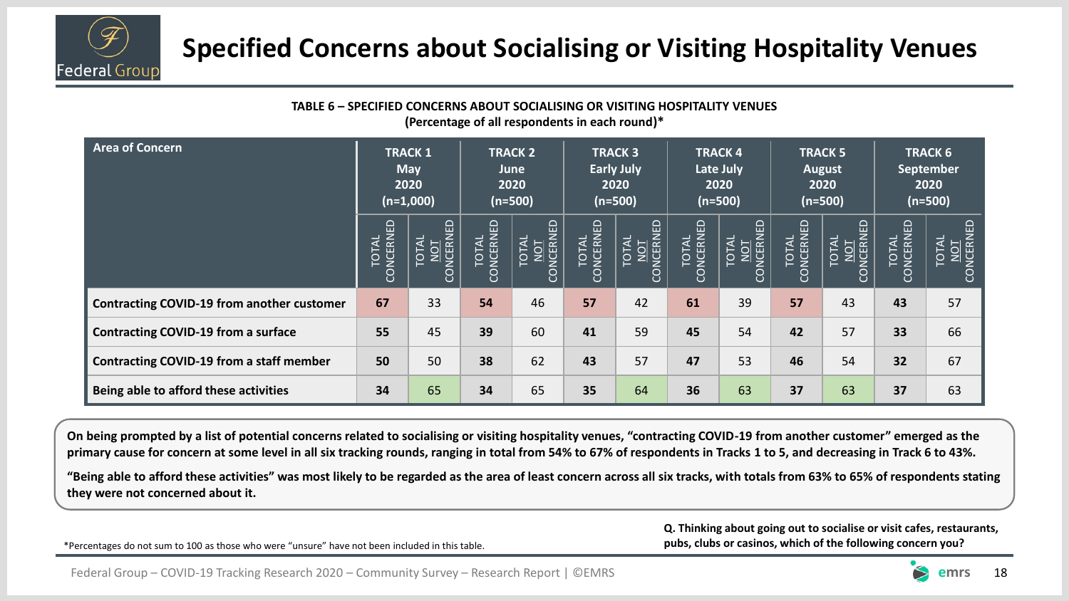# Specified Concerns about Socialising or Visiting Hospitality Venues

**TABLE 6 – SPECIFIED CONCERNS ABOUT SOCIALISING OR VISITING HOSPITALITY VENUES**
**(Percentage of all respondents in each round)***

| Area of Concern | TRACK 1 May 2020 (n=1,000) | | TRACK 2 June 2020 (n=500) | | TRACK 3 Early July 2020 (n=500) | | TRACK 4 Late July 2020 (n=500) | | TRACK 5 August 2020 (n=500) | | TRACK 6 September 2020 (n=500) | |
|---|---|---|---|---|---|---|---|---|---|---|---|---|
| | TOTAL CONCERNED | TOTAL NOT CONCERNED | TOTAL CONCERNED | TOTAL NOT CONCERNED | TOTAL CONCERNED | TOTAL NOT CONCERNED | TOTAL CONCERNED | TOTAL NOT CONCERNED | TOTAL CONCERNED | TOTAL NOT CONCERNED | TOTAL CONCERNED | TOTAL NOT CONCERNED |
| **Contracting COVID-19 from another customer** | **67** | 33 | **54** | 46 | **57** | 42 | **61** | 39 | **57** | 43 | **43** | 57 |
| **Contracting COVID-19 from a surface** | **55** | 45 | **39** | 60 | **41** | 59 | **45** | 54 | **42** | 57 | **33** | 66 |
| **Contracting COVID-19 from a staff member** | **50** | 50 | **38** | 62 | **43** | 57 | **47** | 53 | **46** | 54 | **32** | 67 |
| **Being able to afford these activities** | **34** | 65 | **34** | 65 | **35** | 64 | **36** | 63 | **37** | 63 | **37** | 63 |

**On being prompted by a list of potential concerns related to socialising or visiting hospitality venues, "contracting COVID-19 from another customer" emerged as the primary cause for concern at some level in all six tracking rounds, ranging in total from 54% to 67% of respondents in Tracks 1 to 5, and decreasing in Track 6 to 43%.**

**"Being able to afford these activities" was most likely to be regarded as the area of least concern across all six tracks, with totals from 63% to 65% of respondents stating they were not concerned about it.**

*Percentages do not sum to 100 as those who were "unsure" have not been included in this table.

**Q. Thinking about going out to socialise or visit cafes, restaurants, pubs, clubs or casinos, which of the following concern you?**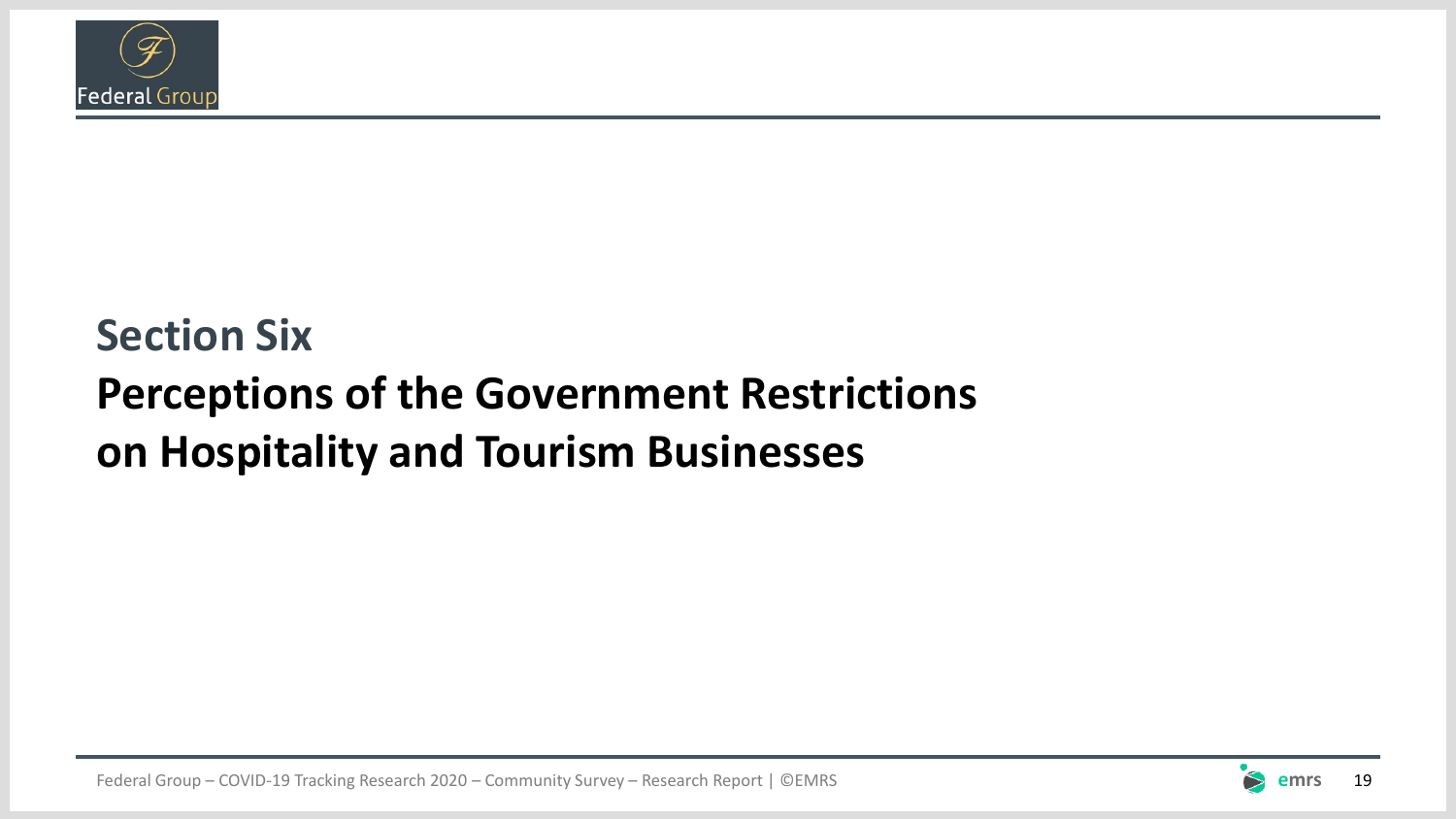# Section Six

## Perceptions of the Government Restrictions on Hospitality and Tourism Businesses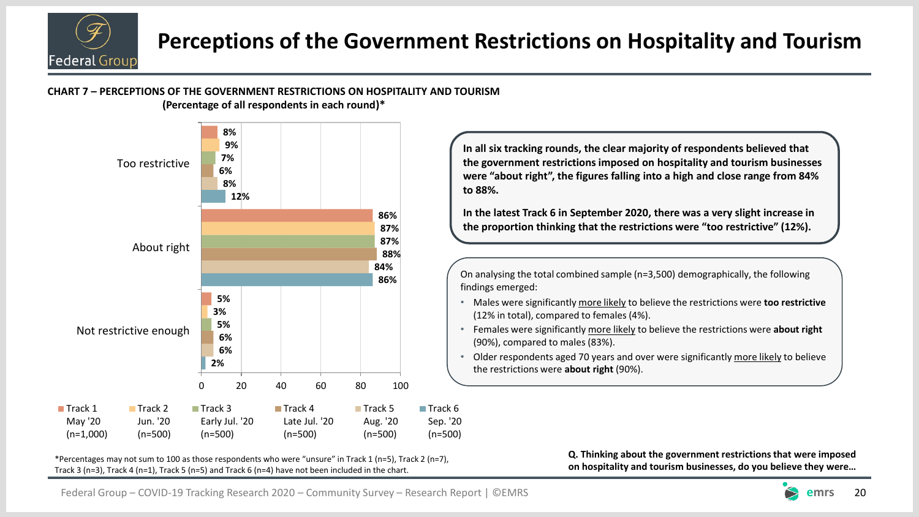# Perceptions of the Government Restrictions on Hospitality and Tourism

**CHART 7 – PERCEPTIONS OF THE GOVERNMENT RESTRICTIONS ON HOSPITALITY AND TOURISM**
**(Percentage of all respondents in each round)***

| | Track 1 May '20 (n=1,000) | Track 2 Jun. '20 (n=500) | Track 3 Early Jul. '20 (n=500) | Track 4 Late Jul. '20 (n=500) | Track 5 Aug. '20 (n=500) | Track 6 Sep. '20 (n=500) |
|---|---|---|---|---|---|---|
| Too restrictive | 8% | 9% | 7% | 6% | 8% | 12% |
| About right | 86% | 87% | 87% | 88% | 84% | 86% |
| Not restrictive enough | 5% | 3% | 5% | 6% | 6% | 2% |

**In all six tracking rounds, the clear majority of respondents believed that the government restrictions imposed on hospitality and tourism businesses were "about right", the figures falling into a high and close range from 84% to 88%.**

**In the latest Track 6 in September 2020, there was a very slight increase in the proportion thinking that the restrictions were "too restrictive" (12%).**

On analysing the total combined sample (n=3,500) demographically, the following findings emerged:

- Males were significantly more likely to believe the restrictions were **too restrictive** (12% in total), compared to females (4%).
- Females were significantly more likely to believe the restrictions were **about right** (90%), compared to males (83%).
- Older respondents aged 70 years and over were significantly more likely to believe the restrictions were **about right** (90%).

*Percentages may not sum to 100 as those respondents who were "unsure" in Track 1 (n=5), Track 2 (n=7), Track 3 (n=3), Track 4 (n=1), Track 5 (n=5) and Track 6 (n=4) have not been included in the chart.

**Q. Thinking about the government restrictions that were imposed on hospitality and tourism businesses, do you believe they were…**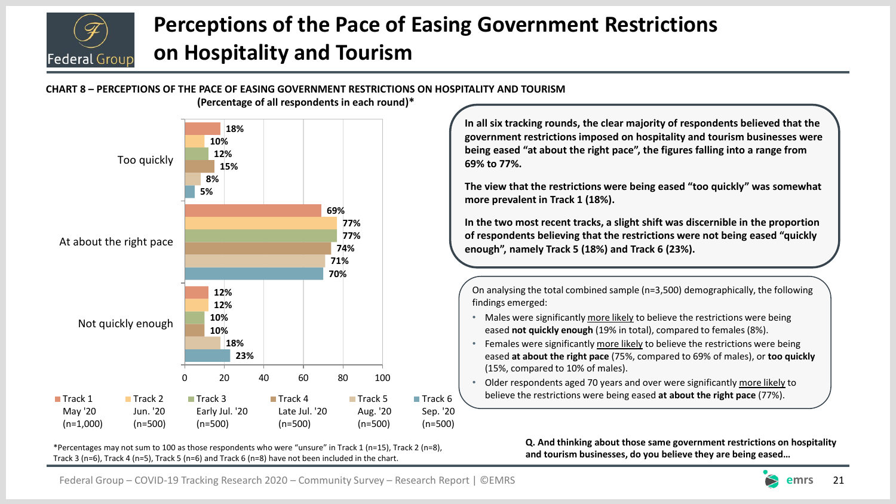# Perceptions of the Pace of Easing Government Restrictions on Hospitality and Tourism

**CHART 8 – PERCEPTIONS OF THE PACE OF EASING GOVERNMENT RESTRICTIONS ON HOSPITALITY AND TOURISM**
**(Percentage of all respondents in each round)***

| | Track 1 May '20 (n=1,000) | Track 2 Jun. '20 (n=500) | Track 3 Early Jul. '20 (n=500) | Track 4 Late Jul. '20 (n=500) | Track 5 Aug. '20 (n=500) | Track 6 Sep. '20 (n=500) |
|---|---|---|---|---|---|---|
| Too quickly | 18% | 10% | 12% | 15% | 8% | 5% |
| At about the right pace | 69% | 77% | 77% | 74% | 71% | 70% |
| Not quickly enough | 12% | 12% | 10% | 10% | 18% | 23% |

*Percentages may not sum to 100 as those respondents who were "unsure" in Track 1 (n=15), Track 2 (n=8), Track 3 (n=6), Track 4 (n=5), Track 5 (n=6) and Track 6 (n=8) have not been included in the chart.

**In all six tracking rounds, the clear majority of respondents believed that the government restrictions imposed on hospitality and tourism businesses were being eased "at about the right pace", the figures falling into a range from 69% to 77%.**

**The view that the restrictions were being eased "too quickly" was somewhat more prevalent in Track 1 (18%).**

**In the two most recent tracks, a slight shift was discernible in the proportion of respondents believing that the restrictions were not being eased "quickly enough", namely Track 5 (18%) and Track 6 (23%).**

On analysing the total combined sample (n=3,500) demographically, the following findings emerged:

- Males were significantly more likely to believe the restrictions were being eased **not quickly enough** (19% in total), compared to females (8%).
- Females were significantly more likely to believe the restrictions were being eased **at about the right pace** (75%, compared to 69% of males), or **too quickly** (15%, compared to 10% of males).
- Older respondents aged 70 years and over were significantly more likely to believe the restrictions were being eased **at about the right pace** (77%).

**Q. And thinking about those same government restrictions on hospitality and tourism businesses, do you believe they are being eased…**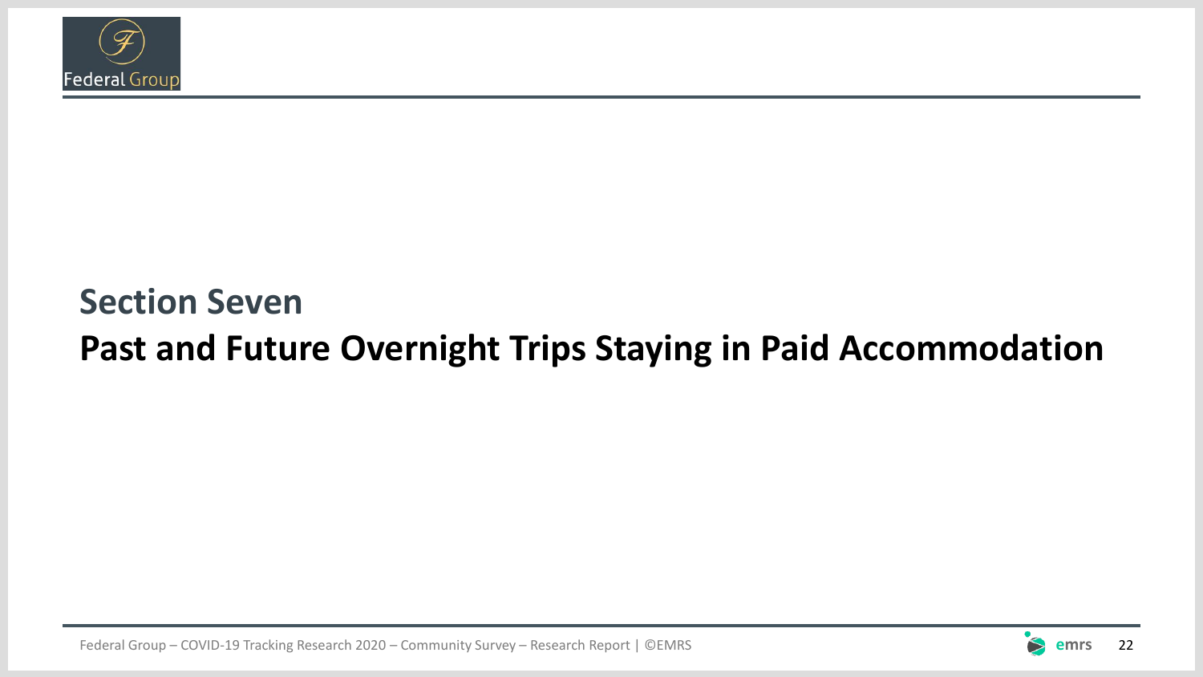## Section Seven

# Past and Future Overnight Trips Staying in Paid Accommodation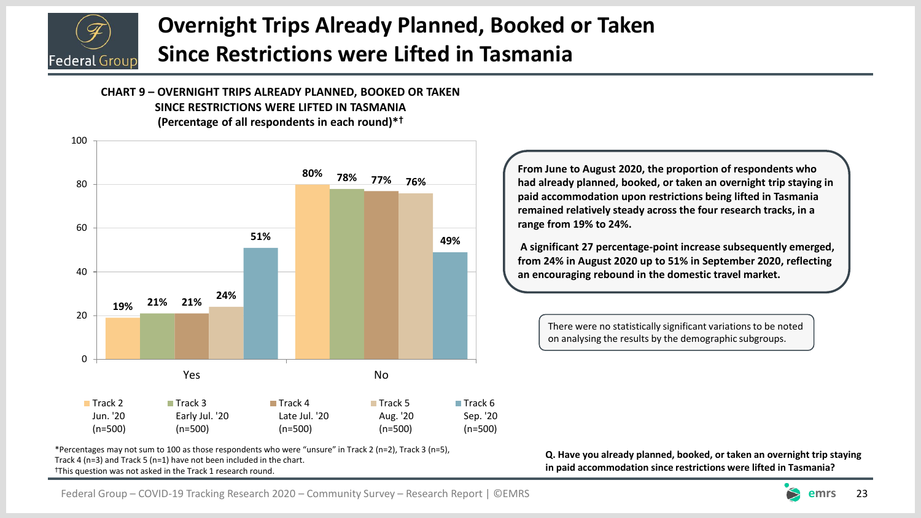# Overnight Trips Already Planned, Booked or Taken Since Restrictions were Lifted in Tasmania

**CHART 9 – OVERNIGHT TRIPS ALREADY PLANNED, BOOKED OR TAKEN SINCE RESTRICTIONS WERE LIFTED IN TASMANIA (Percentage of all respondents in each round)*†**

| | Track 2 Jun. '20 (n=500) | Track 3 Early Jul. '20 (n=500) | Track 4 Late Jul. '20 (n=500) | Track 5 Aug. '20 (n=500) | Track 6 Sep. '20 (n=500) |
|---|---|---|---|---|---|
| Yes | 19% | 21% | 21% | 24% | 51% |
| No | 80% | 78% | 77% | 76% | 49% |

*Percentages may not sum to 100 as those respondents who were "unsure" in Track 2 (n=2), Track 3 (n=5), Track 4 (n=3) and Track 5 (n=1) have not been included in the chart.
†This question was not asked in the Track 1 research round.

**From June to August 2020, the proportion of respondents who had already planned, booked, or taken an overnight trip staying in paid accommodation upon restrictions being lifted in Tasmania remained relatively steady across the four research tracks, in a range from 19% to 24%.**

**A significant 27 percentage-point increase subsequently emerged, from 24% in August 2020 up to 51% in September 2020, reflecting an encouraging rebound in the domestic travel market.**

There were no statistically significant variations to be noted on analysing the results by the demographic subgroups.

**Q. Have you already planned, booked, or taken an overnight trip staying in paid accommodation since restrictions were lifted in Tasmania?**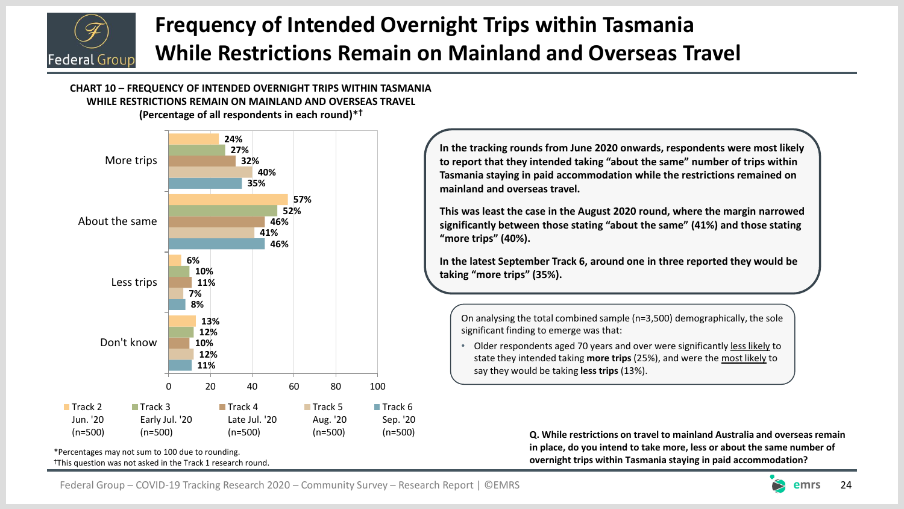# Frequency of Intended Overnight Trips within Tasmania While Restrictions Remain on Mainland and Overseas Travel

**CHART 10 – FREQUENCY OF INTENDED OVERNIGHT TRIPS WITHIN TASMANIA WHILE RESTRICTIONS REMAIN ON MAINLAND AND OVERSEAS TRAVEL (Percentage of all respondents in each round)*†**

| | Track 2 Jun. '20 (n=500) | Track 3 Early Jul. '20 (n=500) | Track 4 Late Jul. '20 (n=500) | Track 5 Aug. '20 (n=500) | Track 6 Sep. '20 (n=500) |
|---|---|---|---|---|---|
| More trips | 24% | 27% | 32% | 40% | 35% |
| About the same | 57% | 52% | 46% | 41% | 46% |
| Less trips | 6% | 10% | 11% | 7% | 8% |
| Don't know | 13% | 12% | 10% | 12% | 11% |

*Percentages may not sum to 100 due to rounding.
†This question was not asked in the Track 1 research round.

**In the tracking rounds from June 2020 onwards, respondents were most likely to report that they intended taking "about the same" number of trips within Tasmania staying in paid accommodation while the restrictions remained on mainland and overseas travel.**

**This was least the case in the August 2020 round, where the margin narrowed significantly between those stating "about the same" (41%) and those stating "more trips" (40%).**

**In the latest September Track 6, around one in three reported they would be taking "more trips" (35%).**

On analysing the total combined sample (n=3,500) demographically, the sole significant finding to emerge was that:

- Older respondents aged 70 years and over were significantly less likely to state they intended taking **more trips** (25%), and were the most likely to say they would be taking **less trips** (13%).

**Q. While restrictions on travel to mainland Australia and overseas remain in place, do you intend to take more, less or about the same number of overnight trips within Tasmania staying in paid accommodation?**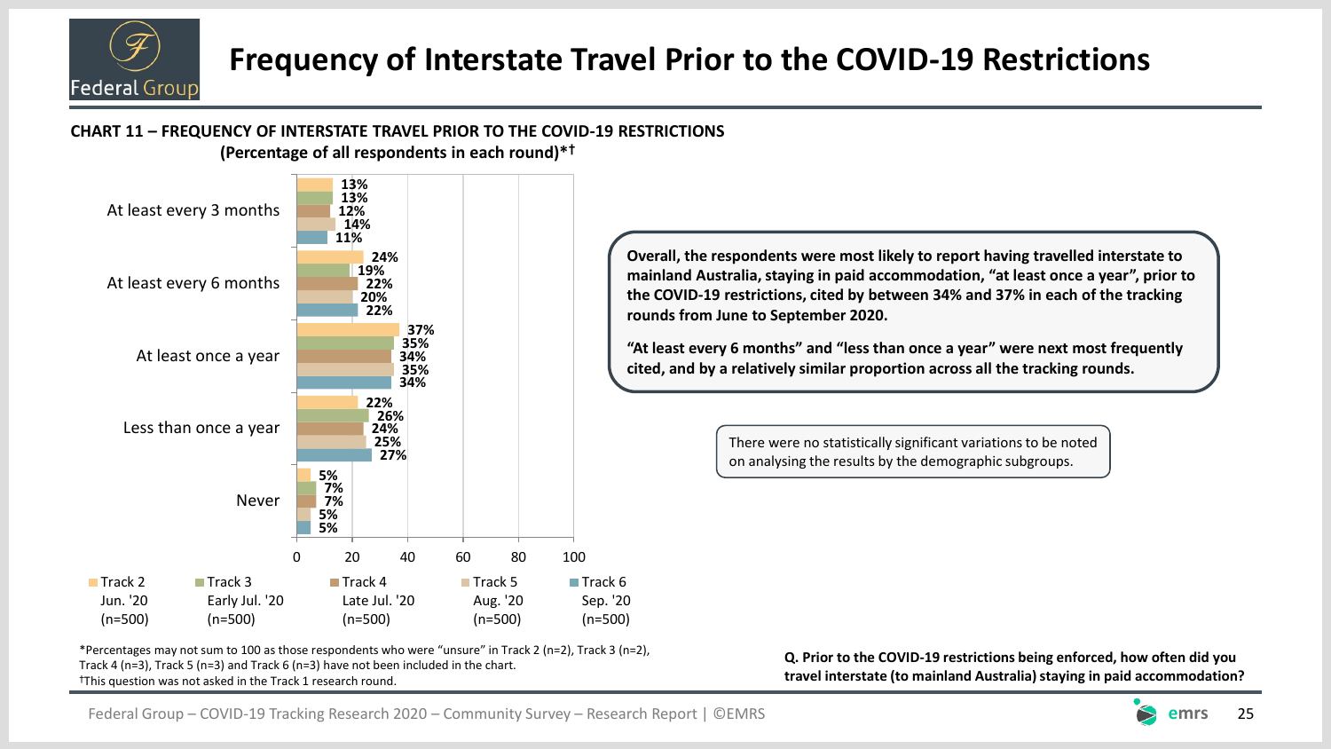# Frequency of Interstate Travel Prior to the COVID-19 Restrictions

**CHART 11 – FREQUENCY OF INTERSTATE TRAVEL PRIOR TO THE COVID-19 RESTRICTIONS**
**(Percentage of all respondents in each round)*†**

| | Track 2 Jun. '20 (n=500) | Track 3 Early Jul. '20 (n=500) | Track 4 Late Jul. '20 (n=500) | Track 5 Aug. '20 (n=500) | Track 6 Sep. '20 (n=500) |
|---|---|---|---|---|---|
| At least every 3 months | 13% | 13% | 12% | 14% | 11% |
| At least every 6 months | 24% | 19% | 22% | 20% | 22% |
| At least once a year | 37% | 35% | 34% | 35% | 34% |
| Less than once a year | 22% | 26% | 24% | 25% | 27% |
| Never | 5% | 7% | 7% | 5% | 5% |

**Overall, the respondents were most likely to report having travelled interstate to mainland Australia, staying in paid accommodation, "at least once a year", prior to the COVID-19 restrictions, cited by between 34% and 37% in each of the tracking rounds from June to September 2020.**

**"At least every 6 months" and "less than once a year" were next most frequently cited, and by a relatively similar proportion across all the tracking rounds.**

There were no statistically significant variations to be noted on analysing the results by the demographic subgroups.

*Percentages may not sum to 100 as those respondents who were "unsure" in Track 2 (n=2), Track 3 (n=2), Track 4 (n=3), Track 5 (n=3) and Track 6 (n=3) have not been included in the chart.
†This question was not asked in the Track 1 research round.

**Q. Prior to the COVID-19 restrictions being enforced, how often did you travel interstate (to mainland Australia) staying in paid accommodation?**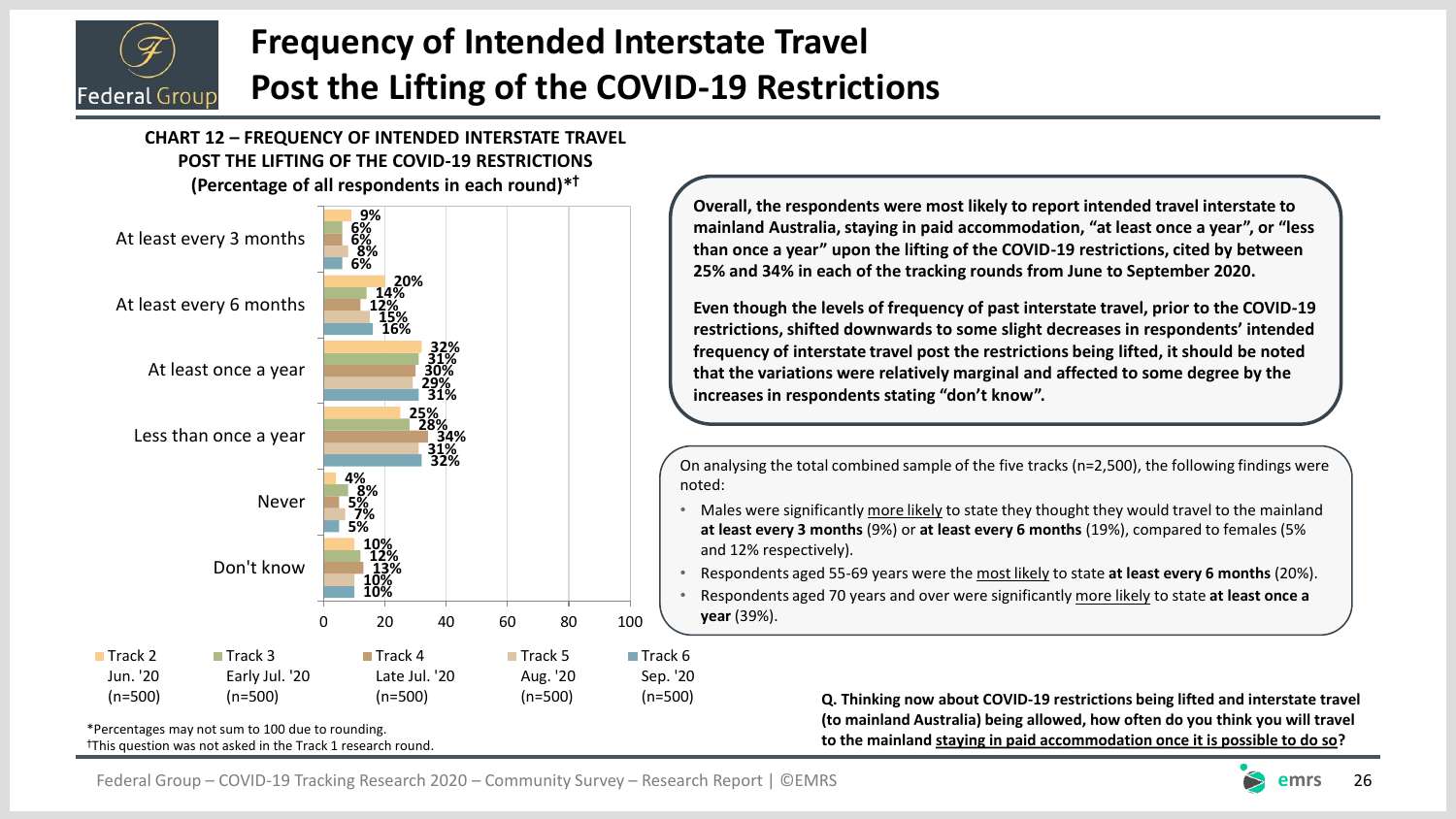# Frequency of Intended Interstate Travel Post the Lifting of the COVID-19 Restrictions

**CHART 12 – FREQUENCY OF INTENDED INTERSTATE TRAVEL POST THE LIFTING OF THE COVID-19 RESTRICTIONS (Percentage of all respondents in each round)*†**

| | Track 2 Jun. '20 (n=500) | Track 3 Early Jul. '20 (n=500) | Track 4 Late Jul. '20 (n=500) | Track 5 Aug. '20 (n=500) | Track 6 Sep. '20 (n=500) |
|---|---|---|---|---|---|
| At least every 3 months | 9% | 6% | 6% | 8% | 6% |
| At least every 6 months | 20% | 14% | 12% | 15% | 16% |
| At least once a year | 32% | 31% | 30% | 29% | 31% |
| Less than once a year | 25% | 28% | 34% | 31% | 32% |
| Never | 4% | 8% | 5% | 7% | 5% |
| Don't know | 10% | 12% | 13% | 10% | 10% |

*Percentages may not sum to 100 due to rounding.
†This question was not asked in the Track 1 research round.

**Overall, the respondents were most likely to report intended travel interstate to mainland Australia, staying in paid accommodation, "at least once a year", or "less than once a year" upon the lifting of the COVID-19 restrictions, cited by between 25% and 34% in each of the tracking rounds from June to September 2020.**

**Even though the levels of frequency of past interstate travel, prior to the COVID-19 restrictions, shifted downwards to some slight decreases in respondents' intended frequency of interstate travel post the restrictions being lifted, it should be noted that the variations were relatively marginal and affected to some degree by the increases in respondents stating "don't know".**

On analysing the total combined sample of the five tracks (n=2,500), the following findings were noted:

- Males were significantly more likely to state they thought they would travel to the mainland **at least every 3 months** (9%) or **at least every 6 months** (19%), compared to females (5% and 12% respectively).
- Respondents aged 55-69 years were the most likely to state **at least every 6 months** (20%).
- Respondents aged 70 years and over were significantly more likely to state **at least once a year** (39%).

**Q. Thinking now about COVID-19 restrictions being lifted and interstate travel (to mainland Australia) being allowed, how often do you think you will travel to the mainland staying in paid accommodation once it is possible to do so?**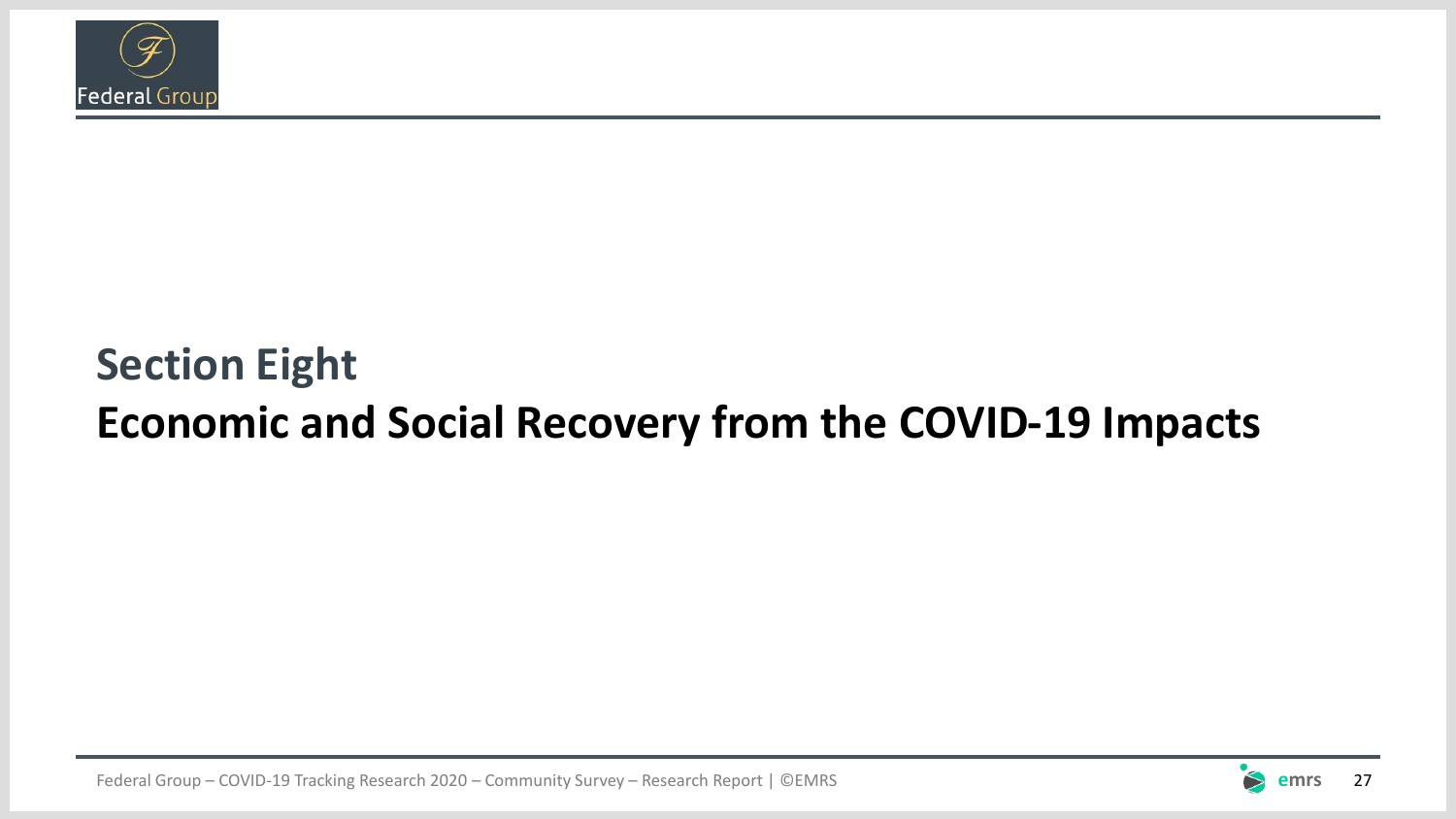## Section Eight

# Economic and Social Recovery from the COVID-19 Impacts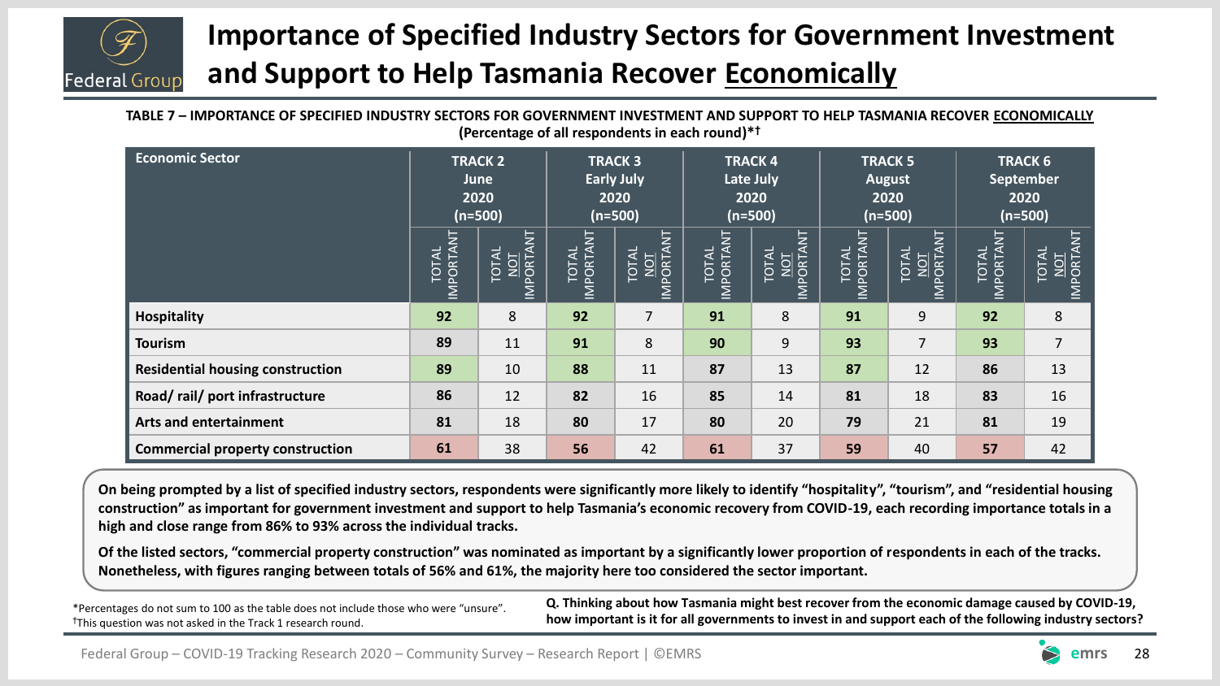# Importance of Specified Industry Sectors for Government Investment and Support to Help Tasmania Recover Economically

**TABLE 7 – IMPORTANCE OF SPECIFIED INDUSTRY SECTORS FOR GOVERNMENT INVESTMENT AND SUPPORT TO HELP TASMANIA RECOVER ECONOMICALLY**
**(Percentage of all respondents in each round)*†**

| Economic Sector | TRACK 2 June 2020 (n=500) | | TRACK 3 Early July 2020 (n=500) | | TRACK 4 Late July 2020 (n=500) | | TRACK 5 August 2020 (n=500) | | TRACK 6 September 2020 (n=500) | |
|---|---|---|---|---|---|---|---|---|---|---|
| | TOTAL IMPORTANT | TOTAL NOT IMPORTANT | TOTAL IMPORTANT | TOTAL NOT IMPORTANT | TOTAL IMPORTANT | TOTAL NOT IMPORTANT | TOTAL IMPORTANT | TOTAL NOT IMPORTANT | TOTAL IMPORTANT | TOTAL NOT IMPORTANT |
| **Hospitality** | **92** | 8 | **92** | 7 | **91** | 8 | **91** | 9 | **92** | 8 |
| **Tourism** | **89** | 11 | **91** | 8 | **90** | 9 | **93** | 7 | **93** | 7 |
| **Residential housing construction** | **89** | 10 | **88** | 11 | **87** | 13 | **87** | 12 | **86** | 13 |
| **Road/ rail/ port infrastructure** | **86** | 12 | **82** | 16 | **85** | 14 | **81** | 18 | **83** | 16 |
| **Arts and entertainment** | **81** | 18 | **80** | 17 | **80** | 20 | **79** | 21 | **81** | 19 |
| **Commercial property construction** | **61** | 38 | **56** | 42 | **61** | 37 | **59** | 40 | **57** | 42 |

**On being prompted by a list of specified industry sectors, respondents were significantly more likely to identify "hospitality", "tourism", and "residential housing construction" as important for government investment and support to help Tasmania's economic recovery from COVID-19, each recording importance totals in a high and close range from 86% to 93% across the individual tracks.**

**Of the listed sectors, "commercial property construction" was nominated as important by a significantly lower proportion of respondents in each of the tracks. Nonetheless, with figures ranging between totals of 56% and 61%, the majority here too considered the sector important.**

*Percentages do not sum to 100 as the table does not include those who were "unsure".
†This question was not asked in the Track 1 research round.

**Q. Thinking about how Tasmania might best recover from the economic damage caused by COVID-19, how important is it for all governments to invest in and support each of the following industry sectors?**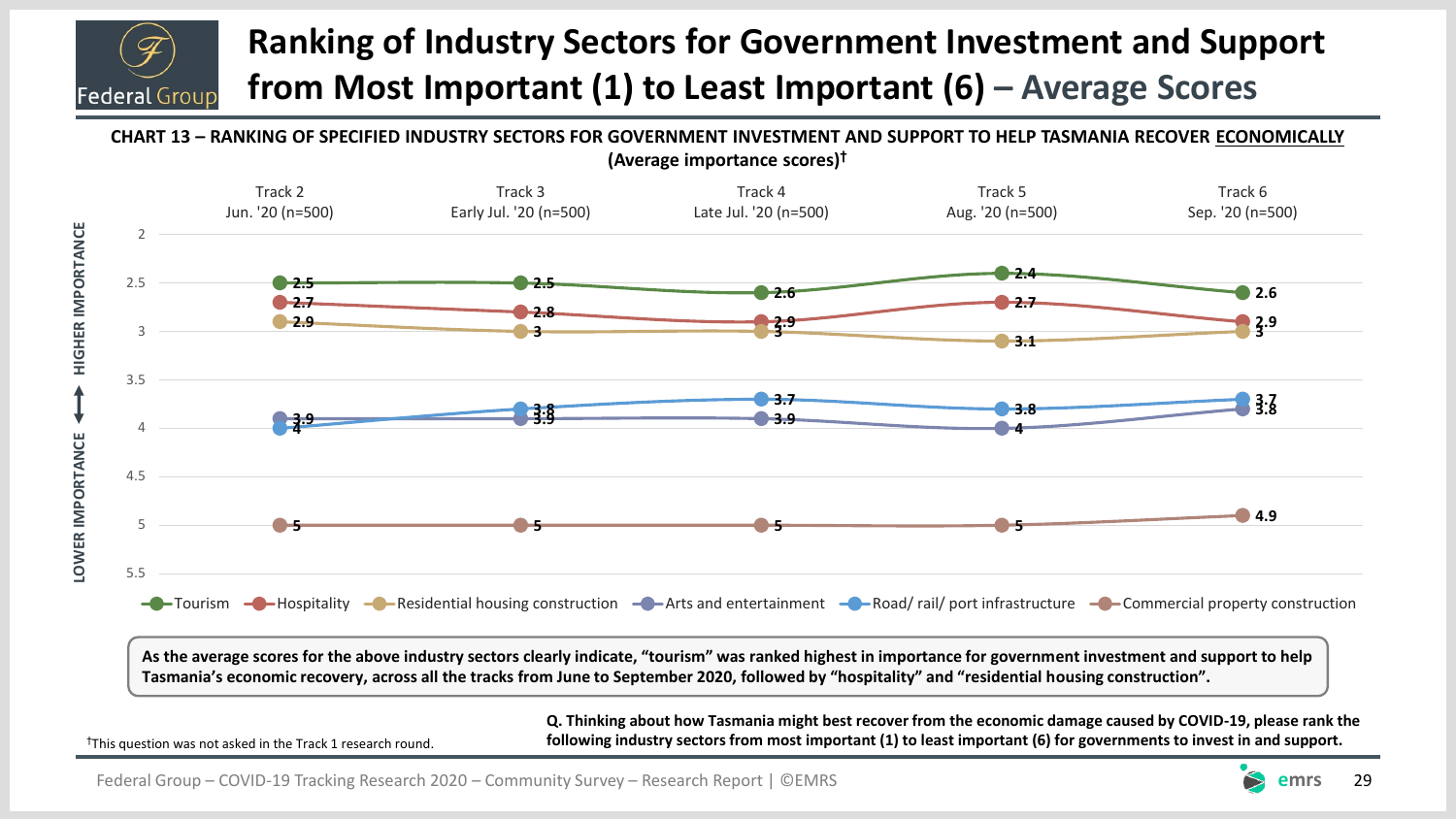# Ranking of Industry Sectors for Government Investment and Support from Most Important (1) to Least Important (6) – Average Scores

**CHART 13 – RANKING OF SPECIFIED INDUSTRY SECTORS FOR GOVERNMENT INVESTMENT AND SUPPORT TO HELP TASMANIA RECOVER ECONOMICALLY (Average importance scores)†**

| Sector | Track 2 Jun. '20 (n=500) | Track 3 Early Jul. '20 (n=500) | Track 4 Late Jul. '20 (n=500) | Track 5 Aug. '20 (n=500) | Track 6 Sep. '20 (n=500) |
|---|---|---|---|---|---|
| Tourism | 2.5 | 2.5 | 2.6 | 2.4 | 2.6 |
| Hospitality | 2.7 | 2.8 | 2.9 | 2.7 | 2.9 |
| Residential housing construction | 2.9 | 3 | 3 | 3.1 | 3 |
| Arts and entertainment | 3.9 | 3.9 | 3.9 | 4 | 3.8 |
| Road/ rail/ port infrastructure | 4 | 3.8 | 3.7 | 3.8 | 3.7 |
| Commercial property construction | 5 | 5 | 5 | 5 | 4.9 |

(Scale: HIGHER IMPORTANCE ↔ LOWER IMPORTANCE)

As the average scores for the above industry sectors clearly indicate, "tourism" was ranked highest in importance for government investment and support to help Tasmania's economic recovery, across all the tracks from June to September 2020, followed by "hospitality" and "residential housing construction".

†This question was not asked in the Track 1 research round.

**Q. Thinking about how Tasmania might best recover from the economic damage caused by COVID-19, please rank the following industry sectors from most important (1) to least important (6) for governments to invest in and support.**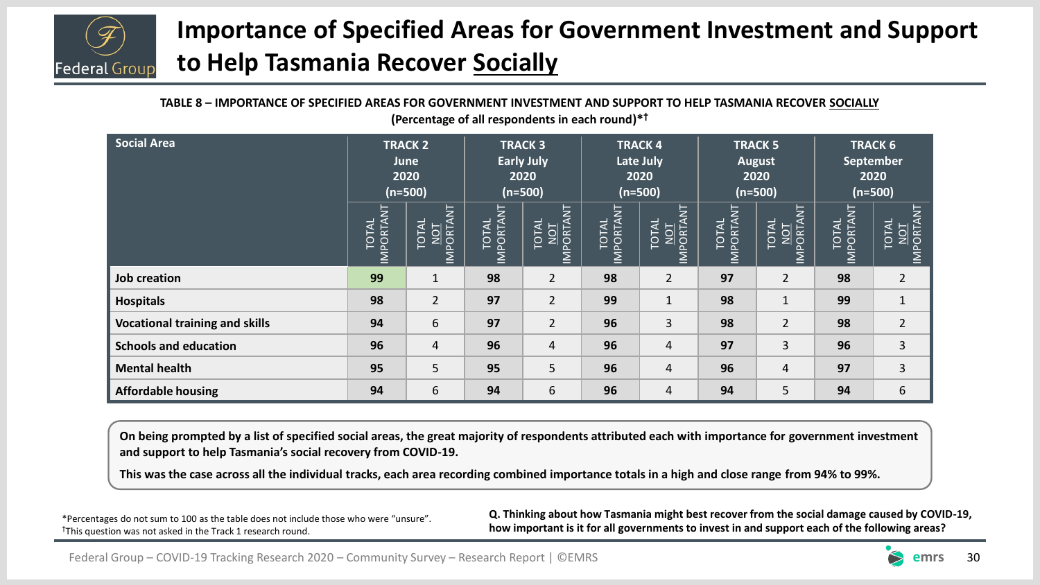# Importance of Specified Areas for Government Investment and Support to Help Tasmania Recover Socially

**TABLE 8 – IMPORTANCE OF SPECIFIED AREAS FOR GOVERNMENT INVESTMENT AND SUPPORT TO HELP TASMANIA RECOVER SOCIALLY (Percentage of all respondents in each round)*†**

| Social Area | TRACK 2 June 2020 (n=500) | | TRACK 3 Early July 2020 (n=500) | | TRACK 4 Late July 2020 (n=500) | | TRACK 5 August 2020 (n=500) | | TRACK 6 September 2020 (n=500) | |
|---|---|---|---|---|---|---|---|---|---|---|
| | TOTAL IMPORTANT | TOTAL NOT IMPORTANT | TOTAL IMPORTANT | TOTAL NOT IMPORTANT | TOTAL IMPORTANT | TOTAL NOT IMPORTANT | TOTAL IMPORTANT | TOTAL NOT IMPORTANT | TOTAL IMPORTANT | TOTAL NOT IMPORTANT |
| **Job creation** | **99** | 1 | **98** | 2 | **98** | 2 | **97** | 2 | **98** | 2 |
| **Hospitals** | **98** | 2 | **97** | 2 | **99** | 1 | **98** | 1 | **99** | 1 |
| **Vocational training and skills** | **94** | 6 | **97** | 2 | **96** | 3 | **98** | 2 | **98** | 2 |
| **Schools and education** | **96** | 4 | **96** | 4 | **96** | 4 | **97** | 3 | **96** | 3 |
| **Mental health** | **95** | 5 | **95** | 5 | **96** | 4 | **96** | 4 | **97** | 3 |
| **Affordable housing** | **94** | 6 | **94** | 6 | **96** | 4 | **94** | 5 | **94** | 6 |

**On being prompted by a list of specified social areas, the great majority of respondents attributed each with importance for government investment and support to help Tasmania's social recovery from COVID-19.**

**This was the case across all the individual tracks, each area recording combined importance totals in a high and close range from 94% to 99%.**

*Percentages do not sum to 100 as the table does not include those who were "unsure".
†This question was not asked in the Track 1 research round.

**Q. Thinking about how Tasmania might best recover from the social damage caused by COVID-19, how important is it for all governments to invest in and support each of the following areas?**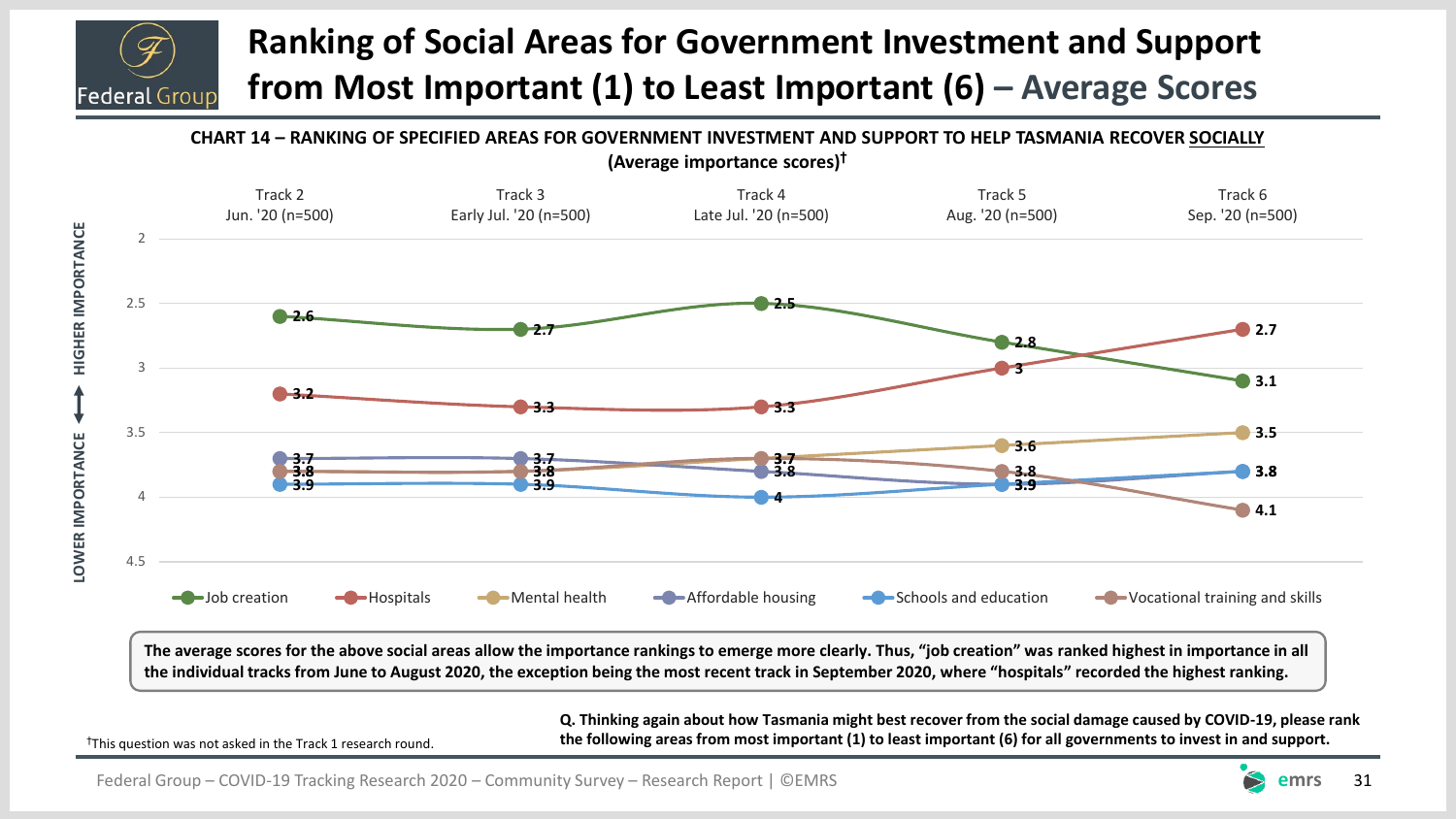# Ranking of Social Areas for Government Investment and Support from Most Important (1) to Least Important (6) – Average Scores

**CHART 14 – RANKING OF SPECIFIED AREAS FOR GOVERNMENT INVESTMENT AND SUPPORT TO HELP TASMANIA RECOVER SOCIALLY (Average importance scores)†**

| | Track 2 Jun. '20 (n=500) | Track 3 Early Jul. '20 (n=500) | Track 4 Late Jul. '20 (n=500) | Track 5 Aug. '20 (n=500) | Track 6 Sep. '20 (n=500) |
|---|---|---|---|---|---|
| Job creation | 2.6 | 2.7 | 2.5 | 2.8 | 3.1 |
| Hospitals | 3.2 | 3.3 | 3.3 | 3 | 2.7 |
| Mental health | 3.8 | 3.8 | 3.7 | 3.6 | 3.5 |
| Affordable housing | 3.7 | 3.7 | 3.8 | 3.9 | 3.8 |
| Schools and education | 3.9 | 3.9 | 4 | 3.9 | 3.8 |
| Vocational training and skills | 3.8 | 3.8 | 3.7 | 3.8 | 4.1 |

HIGHER IMPORTANCE ↔ LOWER IMPORTANCE

**The average scores for the above social areas allow the importance rankings to emerge more clearly. Thus, "job creation" was ranked highest in importance in all the individual tracks from June to August 2020, the exception being the most recent track in September 2020, where "hospitals" recorded the highest ranking.**

†This question was not asked in the Track 1 research round.

**Q. Thinking again about how Tasmania might best recover from the social damage caused by COVID-19, please rank the following areas from most important (1) to least important (6) for all governments to invest in and support.**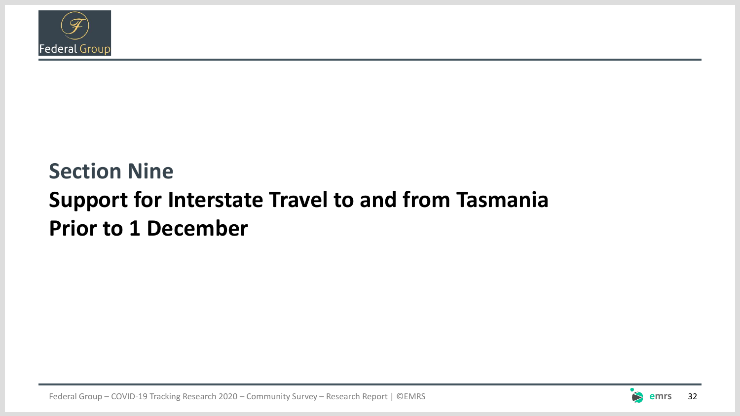# Section Nine

# Support for Interstate Travel to and from Tasmania Prior to 1 December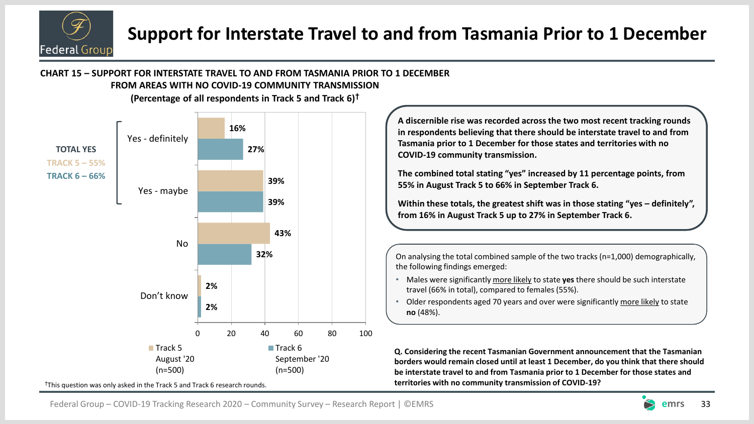# Support for Interstate Travel to and from Tasmania Prior to 1 December

**CHART 15 – SUPPORT FOR INTERSTATE TRAVEL TO AND FROM TASMANIA PRIOR TO 1 DECEMBER FROM AREAS WITH NO COVID-19 COMMUNITY TRANSMISSION**
**(Percentage of all respondents in Track 5 and Track 6)†**

| Response | Track 5 August '20 (n=500) | Track 6 September '20 (n=500) |
|---|---|---|
| Yes - definitely | 16% | 27% |
| Yes - maybe | 39% | 39% |
| No | 43% | 32% |
| Don't know | 2% | 2% |

**TOTAL YES**
**TRACK 5 – 55%**
**TRACK 6 – 66%**

†This question was only asked in the Track 5 and Track 6 research rounds.

**A discernible rise was recorded across the two most recent tracking rounds in respondents believing that there should be interstate travel to and from Tasmania prior to 1 December for those states and territories with no COVID-19 community transmission.**

**The combined total stating "yes" increased by 11 percentage points, from 55% in August Track 5 to 66% in September Track 6.**

**Within these totals, the greatest shift was in those stating "yes – definitely", from 16% in August Track 5 up to 27% in September Track 6.**

On analysing the total combined sample of the two tracks (n=1,000) demographically, the following findings emerged:

- Males were significantly more likely to state **yes** there should be such interstate travel (66% in total), compared to females (55%).
- Older respondents aged 70 years and over were significantly more likely to state **no** (48%).

**Q. Considering the recent Tasmanian Government announcement that the Tasmanian borders would remain closed until at least 1 December, do you think that there should be interstate travel to and from Tasmania prior to 1 December for those states and territories with no community transmission of COVID-19?**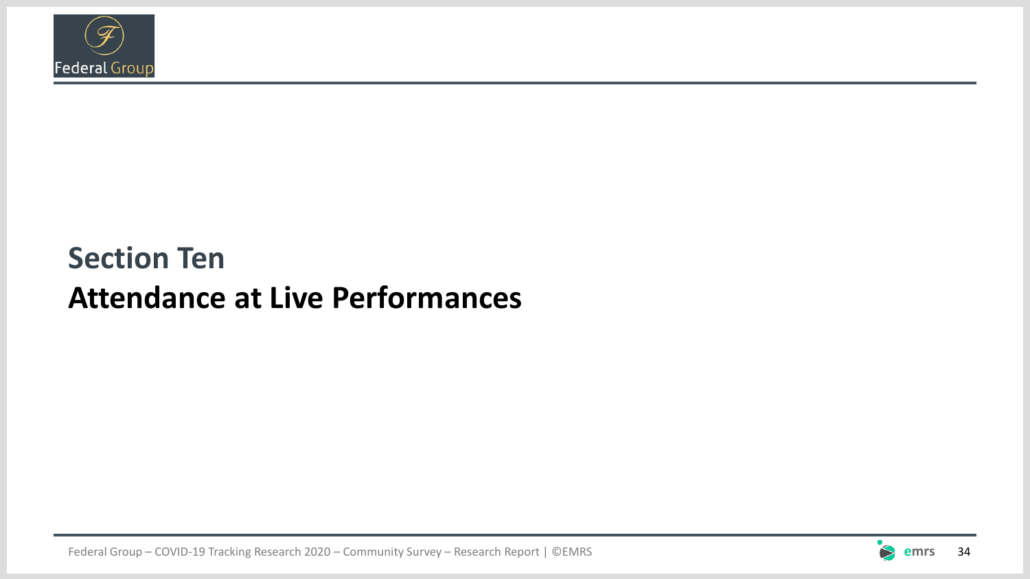# Section Ten

# Attendance at Live Performances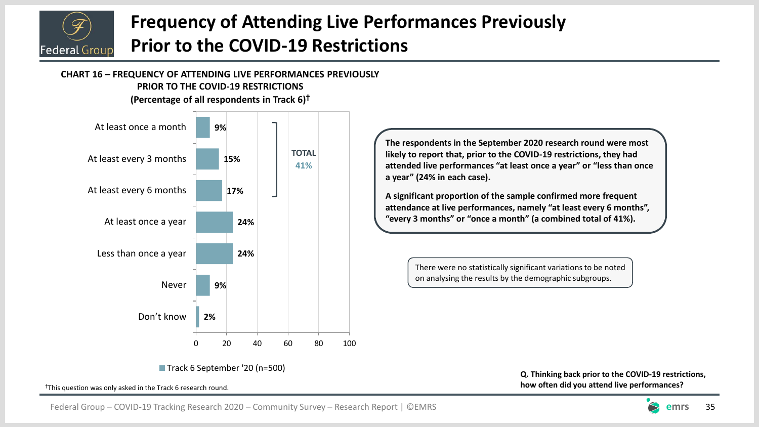# Frequency of Attending Live Performances Previously Prior to the COVID-19 Restrictions

**CHART 16 – FREQUENCY OF ATTENDING LIVE PERFORMANCES PREVIOUSLY PRIOR TO THE COVID-19 RESTRICTIONS**
**(Percentage of all respondents in Track 6)†**

| Response | Track 6 September '20 (n=500) |
| --- | --- |
| At least once a month | 9% |
| At least every 3 months | 15% |
| At least every 6 months | 17% |
| At least once a year | 24% |
| Less than once a year | 24% |
| Never | 9% |
| Don't know | 2% |

TOTAL 41% (At least once a month, At least every 3 months, At least every 6 months)

**The respondents in the September 2020 research round were most likely to report that, prior to the COVID-19 restrictions, they had attended live performances "at least once a year" or "less than once a year" (24% in each case).**

**A significant proportion of the sample confirmed more frequent attendance at live performances, namely "at least every 6 months", "every 3 months" or "once a month" (a combined total of 41%).**

There were no statistically significant variations to be noted on analysing the results by the demographic subgroups.

†This question was only asked in the Track 6 research round.

**Q. Thinking back prior to the COVID-19 restrictions, how often did you attend live performances?**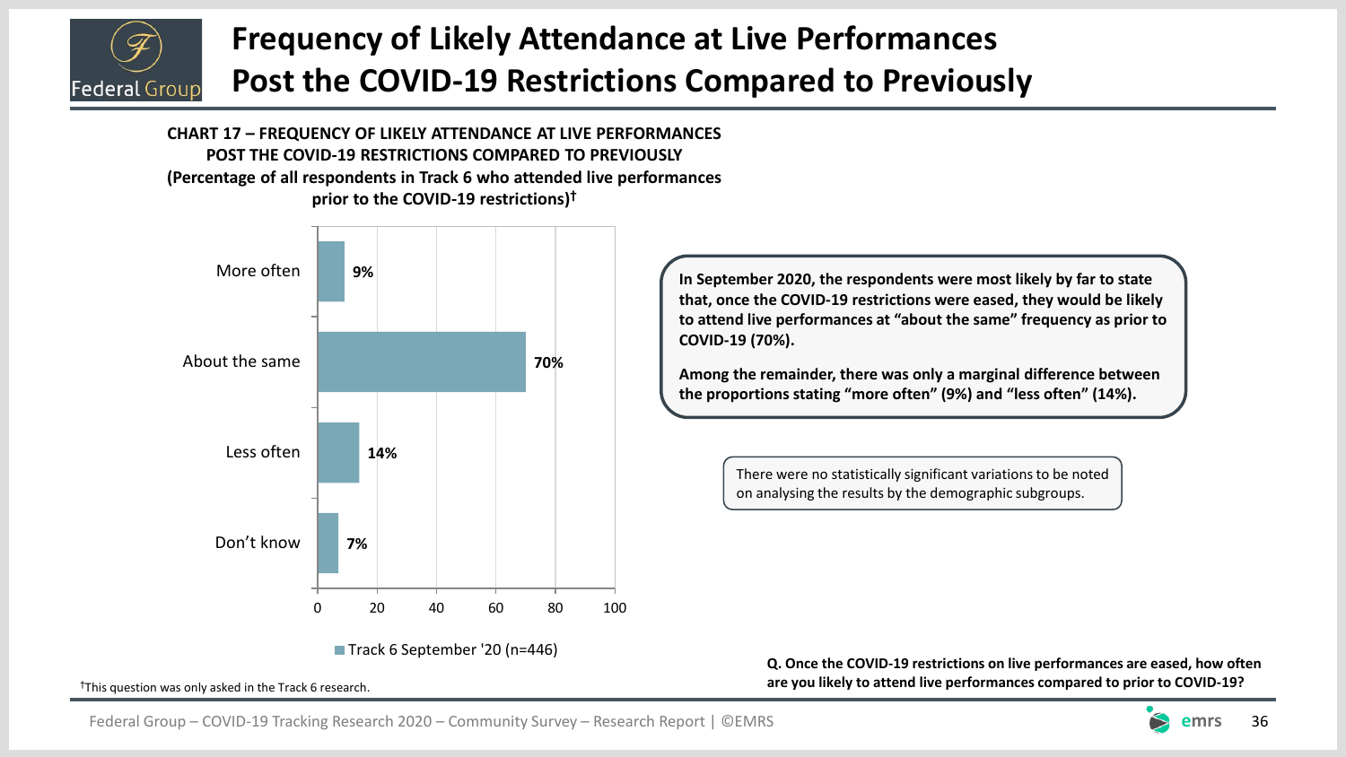# Frequency of Likely Attendance at Live Performances Post the COVID-19 Restrictions Compared to Previously

**CHART 17 – FREQUENCY OF LIKELY ATTENDANCE AT LIVE PERFORMANCES POST THE COVID-19 RESTRICTIONS COMPARED TO PREVIOUSLY (Percentage of all respondents in Track 6 who attended live performances prior to the COVID-19 restrictions)†**

| | Track 6 September '20 (n=446) |
|---|---|
| More often | 9% |
| About the same | 70% |
| Less often | 14% |
| Don't know | 7% |

**In September 2020, the respondents were most likely by far to state that, once the COVID-19 restrictions were eased, they would be likely to attend live performances at "about the same" frequency as prior to COVID-19 (70%).**

**Among the remainder, there was only a marginal difference between the proportions stating "more often" (9%) and "less often" (14%).**

There were no statistically significant variations to be noted on analysing the results by the demographic subgroups.

†This question was only asked in the Track 6 research.

**Q. Once the COVID-19 restrictions on live performances are eased, how often are you likely to attend live performances compared to prior to COVID-19?**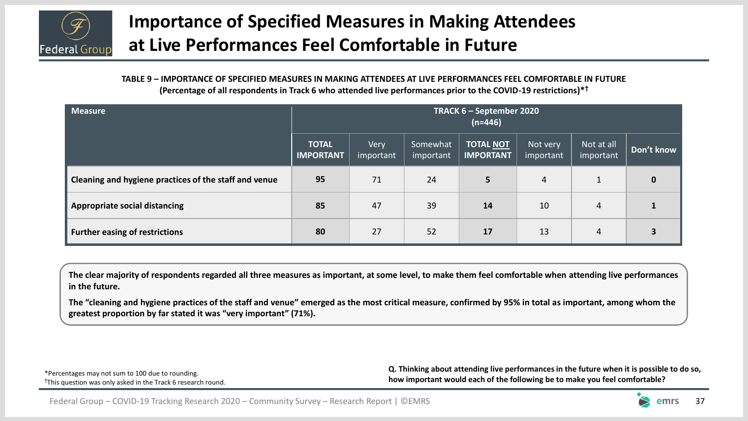# Importance of Specified Measures in Making Attendees at Live Performances Feel Comfortable in Future

**TABLE 9 – IMPORTANCE OF SPECIFIED MEASURES IN MAKING ATTENDEES AT LIVE PERFORMANCES FEEL COMFORTABLE IN FUTURE**
**(Percentage of all respondents in Track 6 who attended live performances prior to the COVID-19 restrictions)*†**

| Measure | TRACK 6 – September 2020 (n=446) | | | | | | |
|---|---|---|---|---|---|---|---|
| | **TOTAL IMPORTANT** | Very important | Somewhat important | **TOTAL NOT IMPORTANT** | Not very important | Not at all important | **Don't know** |
| **Cleaning and hygiene practices of the staff and venue** | **95** | 71 | 24 | **5** | 4 | 1 | **0** |
| **Appropriate social distancing** | **85** | 47 | 39 | **14** | 10 | 4 | **1** |
| **Further easing of restrictions** | **80** | 27 | 52 | **17** | 13 | 4 | **3** |

**The clear majority of respondents regarded all three measures as important, at some level, to make them feel comfortable when attending live performances in the future.**

**The "cleaning and hygiene practices of the staff and venue" emerged as the most critical measure, confirmed by 95% in total as important, among whom the greatest proportion by far stated it was "very important" (71%).**

*Percentages may not sum to 100 due to rounding.
†This question was only asked in the Track 6 research round.

**Q. Thinking about attending live performances in the future when it is possible to do so, how important would each of the following be to make you feel comfortable?**